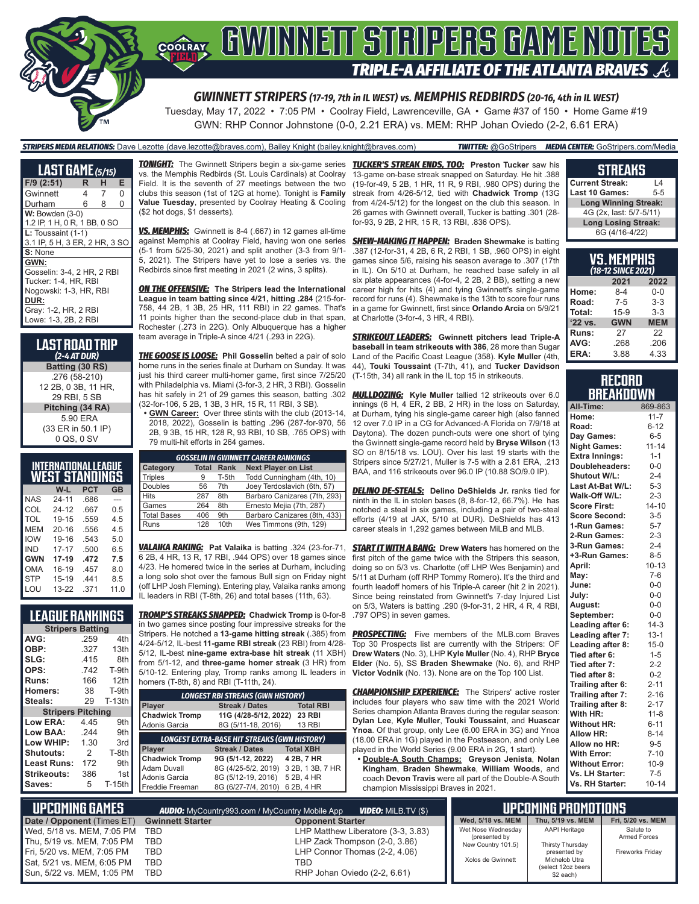# GWINNETT STRIPERS GAME NOTES

## TRIPLE-A AFFILIATE OF THE ATLANTA BRAVES

### GWINNETT STRIPERS (17-19, 7th in IL WEST) vs. MEMPHIS REDBIRDS (20-16, 4th in IL WEST)

Tuesday, May 17, 2022 • 7:05 PM • Coolray Field, Lawrenceville, GA • Game #37 of 150 • Home Game #19

GWN: RHP Connor Johnstone (0-0, 2.21 ERA) vs. MEM: RHP Johan Oviedo (2-2, 6.61 ERA)

**STRIPERS MEDIA RELATIONS:** Dave Lezotte (dave.lezotte@braves.com), Bailey Knight (bailey.knight@braves.com) **TWITTER:** @GoStripers **MEDIA CENTER:** GoStripers.com/Media

## LAST GAME (5/15)

| F/9 (2:51) | R | H | E |
|---|---|---|---|
| Gwinnett | 4 | 7 | 0 |
| Durham | 6 | 8 | 0 |

**W:** Bowden (3-0)
1.2 IP, 1 H, 0 R, 1 BB, 0 SO

**L:** Toussaint (1-1)
3.1 IP, 5 H, 3 ER, 2 HR, 3 SO

**S:** None

**GWN:**
Gosselin: 3-4, 2 HR, 2 RBI
Tucker: 1-4, HR, RBI
Nogowski: 1-3, HR, RBI

**DUR:**
Gray: 1-2, HR, 2 RBI
Lowe: 1-3, 2B, 2 RBI

## LAST ROAD TRIP

*(2-4 AT DUR)*

**Batting (30 RS)**
.276 (58-210)
12 2B, 0 3B, 11 HR,
29 RBI, 5 SB

**Pitching (34 RA)**
5.90 ERA
(33 ER in 50.1 IP)
0 QS, 0 SV

## INTERNATIONAL LEAGUE WEST STANDINGS

| | W-L | PCT | GB |
|---|---|---|---|
| NAS | 24-11 | .686 | --- |
| COL | 24-12 | .667 | 0.5 |
| TOL | 19-15 | .559 | 4.5 |
| MEM | 20-16 | .556 | 4.5 |
| IOW | 19-16 | .543 | 5.0 |
| IND | 17-17 | .500 | 6.5 |
| **GWN** | **17-19** | **.472** | **7.5** |
| OMA | 16-19 | .457 | 8.0 |
| STP | 15-19 | .441 | 8.5 |
| LOU | 13-22 | .371 | 11.0 |

## LEAGUE RANKINGS

| Stripers Batting | | |
|---|---|---|
| AVG: | .259 | 4th |
| OBP: | .327 | 13th |
| SLG: | .415 | 8th |
| OPS: | .742 | T-9th |
| Runs: | 166 | 12th |
| Homers: | 38 | T-9th |
| Steals: | 29 | T-13th |
| **Stripers Pitching** | | |
| Low ERA: | 4.45 | 9th |
| Low BAA: | .244 | 9th |
| Low WHIP: | 1.30 | 3rd |
| Shutouts: | 2 | T-8th |
| Least Runs: | 172 | 9th |
| Strikeouts: | 386 | 1st |
| Saves: | 5 | T-15th |

**TONIGHT:** The Gwinnett Stripers begin a six-game series vs. the Memphis Redbirds (St. Louis Cardinals) at Coolray Field. It is the seventh of 27 meetings between the two clubs this season (1st of 12G at home). Tonight is **Family Value Tuesday**, presented by Coolray Heating & Cooling ($2 hot dogs, $1 desserts).

**VS. MEMPHIS:** Gwinnett is 8-4 (.667) in 12 games all-time against Memphis at Coolray Field, having won one series (5-1 from 5/25-30, 2021) and split another (3-3 from 9/1-5, 2021). The Stripers have yet to lose a series vs. the Redbirds since first meeting in 2021 (2 wins, 3 splits).

**ON THE OFFENSIVE:** **The Stripers lead the International League in team batting since 4/21, hitting .284** (215-for-758, 44 2B, 1 3B, 25 HR, 111 RBI) in 22 games. That's 11 points higher than the second-place club in that span, Rochester (.273 in 22G). Only Albuquerque has a higher team average in Triple-A since 4/21 (.293 in 22G).

**THE GOOSE IS LOOSE:** **Phil Gosselin** belted a pair of solo home runs in the series finale at Durham on Sunday. It was just his third career multi-homer game, first since 7/25/20 with Philadelphia vs. Miami (3-for-3, 2 HR, 3 RBI). Gosselin has hit safely in 21 of 29 games this season, batting .302 (32-for-106, 5 2B, 1 3B, 3 HR, 15 R, 11 RBI, 3 SB).

- **GWN Career:** Over three stints with the club (2013-14, 2018, 2022), Gosselin is batting .296 (287-for-970, 56 2B, 9 3B, 15 HR, 128 R, 93 RBI, 10 SB, .765 OPS) with 79 multi-hit efforts in 264 games.

| GOSSELIN IN GWINNETT CAREER RANKINGS | | | |
|---|---|---|---|
| **Category** | **Total** | **Rank** | **Next Player on List** |
| Triples | 9 | T-5th | Todd Cunningham (4th, 10) |
| Doubles | 56 | 7th | Joey Terdoslavich (6th, 57) |
| Hits | 287 | 8th | Barbaro Canizares (7th, 293) |
| Games | 264 | 8th | Ernesto Mejia (7th, 287) |
| Total Bases | 406 | 9th | Barbaro Canizares (8th, 433) |
| Runs | 128 | 10th | Wes Timmons (9th, 129) |

**VALAIKA RAKING:** **Pat Valaika** is batting .324 (23-for-71, 6 2B, 4 HR, 13 R, 17 RBI, .944 OPS) over 18 games since 4/23. He homered twice in the series at Durham, including a long solo shot over the famous Bull sign on Friday night (off LHP Josh Fleming). Entering play, Valaika ranks among IL leaders in RBI (T-8th, 26) and total bases (11th, 63).

**TROMP'S STREAKS SNAPPED:** **Chadwick Tromp** is 0-for-8 in two games since posting four impressive streaks for the Stripers. He notched a **13-game hitting streak** (.385) from 4/24-5/12, IL-best **11-game RBI streak** (23 RBI) from 4/28-5/12, IL-best **nine-game extra-base hit streak** (11 XBH) from 5/1-12, and **three-game homer streak** (3 HR) from 5/10-12. Entering play, Tromp ranks among IL leaders in homers (T-8th, 8) and RBI (T-11th, 24).

| LONGEST RBI STREAKS (GWN HISTORY) | | |
|---|---|---|
| **Player** | **Streak / Dates** | **Total RBI** |
| **Chadwick Tromp** | **11G (4/28-5/12, 2022)** | **23 RBI** |
| Adonis Garcia | 8G (5/11-18, 2016) | 13 RBI |

| LONGEST EXTRA-BASE HIT STREAKS (GWN HISTORY) | | |
|---|---|---|
| **Player** | **Streak / Dates** | **Total XBH** |
| **Chadwick Tromp** | **9G (5/1-12, 2022)** | **4 2B, 7 HR** |
| Adam Duvall | 8G (4/25-5/2, 2019) | 3 2B, 1 3B, 7 HR |
| Adonis Garcia | 8G (5/12-19, 2016) | 5 2B, 4 HR |
| Freddie Freeman | 8G (6/27-7/4, 2010) | 6 2B, 4 HR |

**TUCKER'S STREAK ENDS, TOO:** **Preston Tucker** saw his 13-game on-base streak snapped on Saturday. He hit .388 (19-for-49, 5 2B, 1 HR, 11 R, 9 RBI, .980 OPS) during the streak from 4/26-5/12, tied with **Chadwick Tromp** (13G from 4/24-5/12) for the longest on the club this season. In 26 games with Gwinnett overall, Tucker is batting .301 (28-for-93, 9 2B, 2 HR, 15 R, 13 RBI, .836 OPS).

**SHEW-MAKING IT HAPPEN:** **Braden Shewmake** is batting .387 (12-for-31, 4 2B, 6 R, 2 RBI, 1 SB, .960 OPS) in eight games since 5/6, raising his season average to .307 (17th in IL). On 5/10 at Durham, he reached base safely in all six plate appearances (4-for-4, 2 2B, 2 BB), setting a new career high for hits (4) and tying Gwinnett's single-game record for runs (4). Shewmake is the 13th to score four runs in a game for Gwinnett, first since **Orlando Arcia** on 5/9/21 at Charlotte (3-for-4, 3 HR, 4 RBI).

**STRIKEOUT LEADERS:** **Gwinnett pitchers lead Triple-A baseball in team strikeouts with 386**, 28 more than Sugar Land of the Pacific Coast League (358). **Kyle Muller** (4th, 44), **Touki Toussaint** (T-7th, 41), and **Tucker Davidson** (T-15th, 34) all rank in the IL top 15 in strikeouts.

**MULLDOZING:** **Kyle Muller** tallied 12 strikeouts over 6.0 innings (6 H, 4 ER, 2 BB, 2 HR) in the loss on Saturday, at Durham, tying his single-game career high (also fanned 12 over 7.0 IP in a CG for Advanced-A Florida on 7/9/18 at Daytona). The dozen punch-outs were one shy of tying the Gwinnett single-game record held by **Bryse Wilson** (13 SO on 8/15/18 vs. LOU). Over his last 19 starts with the Stripers since 5/27/21, Muller is 7-5 with a 2.81 ERA, .213 BAA, and 116 strikeouts over 96.0 IP (10.88 SO/9.0 IP).

**DELINO DE-STEALS:** **Delino DeShields Jr.** ranks tied for ninth in the IL in stolen bases (8, 8-for-12, 66.7%). He has notched a steal in six games, including a pair of two-steal efforts (4/19 at JAX, 5/10 at DUR). DeShields has 413 career steals in 1,292 games between MiLB and MLB.

**START IT WITH A BANG:** **Drew Waters** has homered on the first pitch of the game twice with the Stripers this season, doing so on 5/3 vs. Charlotte (off LHP Wes Benjamin) and 5/11 at Durham (off RHP Tommy Romero). It's the third and fourth leadoff homers of his Triple-A career (hit 2 in 2021). Since being reinstated from Gwinnett's 7-day Injured List on 5/3, Waters is batting .290 (9-for-31, 2 HR, 4 R, 4 RBI, .797 OPS) in seven games.

**PROSPECTING:** Five members of the MLB.com Braves Top 30 Prospects list are currently with the Stripers: OF **Drew Waters** (No. 3), LHP **Kyle Muller** (No. 4), RHP **Bryce Elder** (No. 5), SS **Braden Shewmake** (No. 6), and RHP **Victor Vodnik** (No. 13). None are on the Top 100 List.

**CHAMPIONSHIP EXPERIENCE:** The Stripers' active roster includes four players who saw time with the 2021 World Series champion Atlanta Braves during the regular season: **Dylan Lee**, **Kyle Muller**, **Touki Toussaint**, and **Huascar Ynoa**. Of that group, only Lee (6.00 ERA in 3G) and Ynoa (18.00 ERA in 1G) played in the Postseason, and only Lee played in the World Series (9.00 ERA in 2G, 1 start).

- **Double-A South Champs:** **Greyson Jenista**, **Nolan Kingham**, **Braden Shewmake**, **William Woods**, and coach **Devon Travis** were all part of the Double-A South champion Mississippi Braves in 2021.

## STREAKS

| | |
|---|---|
| Current Streak: | L4 |
| Last 10 Games: | 5-5 |
| **Long Winning Streak:** | |
| 4G (2x, last: 5/7-5/11) | |
| **Long Losing Streak:** | |
| 6G (4/16-4/22) | |

## VS. MEMPHIS

*(18-12 SINCE 2021)*

| | 2021 | 2022 |
|---|---|---|
| Home: | 8-4 | 0-0 |
| Road: | 7-5 | 3-3 |
| Total: | 15-9 | 3-3 |
| **'22 vs.** | **GWN** | **MEM** |
| Runs: | 27 | 22 |
| AVG: | .268 | .206 |
| ERA: | 3.88 | 4.33 |

## RECORD BREAKDOWN

| | |
|---|---|
| All-Time: | 869-863 |
| Home: | 11-7 |
| Road: | 6-12 |
| Day Games: | 6-5 |
| Night Games: | 11-14 |
| Extra Innings: | 1-1 |
| Doubleheaders: | 0-0 |
| Shutout W/L: | 2-4 |
| Last At-Bat W/L: | 5-3 |
| Walk-Off W/L: | 2-3 |
| Score First: | 14-10 |
| Score Second: | 3-5 |
| 1-Run Games: | 5-7 |
| 2-Run Games: | 2-3 |
| 3-Run Games: | 2-4 |
| +3-Run Games: | 8-5 |
| April: | 10-13 |
| May: | 7-6 |
| June: | 0-0 |
| July: | 0-0 |
| August: | 0-0 |
| September: | 0-0 |
| Leading after 6: | 14-3 |
| Leading after 7: | 13-1 |
| Leading after 8: | 15-0 |
| Tied after 6: | 1-5 |
| Tied after 7: | 2-2 |
| Tied after 8: | 0-2 |
| Trailing after 6: | 2-11 |
| Trailing after 7: | 2-16 |
| Trailing after 8: | 2-17 |
| With HR: | 11-8 |
| Without HR: | 6-11 |
| Allow HR: | 8-14 |
| Allow no HR: | 9-5 |
| With Error: | 7-10 |
| Without Error: | 10-9 |
| Vs. LH Starter: | 7-5 |
| Vs. RH Starter: | 10-14 |

## UPCOMING GAMES

**AUDIO:** MyCountry993.com / MyCountry Mobile App **VIDEO:** MiLB.TV ($)

| Date / Opponent (Times ET) | Gwinnett Starter | Opponent Starter |
|---|---|---|
| Wed, 5/18 vs. MEM, 7:05 PM | TBD | LHP Matthew Liberatore (3-3, 3.83) |
| Thu, 5/19 vs. MEM, 7:05 PM | TBD | LHP Zack Thompson (2-0, 3.86) |
| Fri, 5/20 vs. MEM, 7:05 PM | TBD | LHP Connor Thomas (2-2, 4.06) |
| Sat, 5/21 vs. MEM, 6:05 PM | TBD | TBD |
| Sun, 5/22 vs. MEM, 1:05 PM | TBD | RHP Johan Oviedo (2-2, 6.61) |

## UPCOMING PROMOTIONS

| Wed, 5/18 vs. MEM | Thu, 5/19 vs. MEM | Fri, 5/20 vs. MEM |
|---|---|---|
| Wet Nose Wednesday (presented by New Country 101.5) | AAPI Heritage | Salute to Armed Forces |
| Xolos de Gwinnett | Thirsty Thursday presented by Michelob Utra (select 12oz beers $2 each) | Fireworks Friday |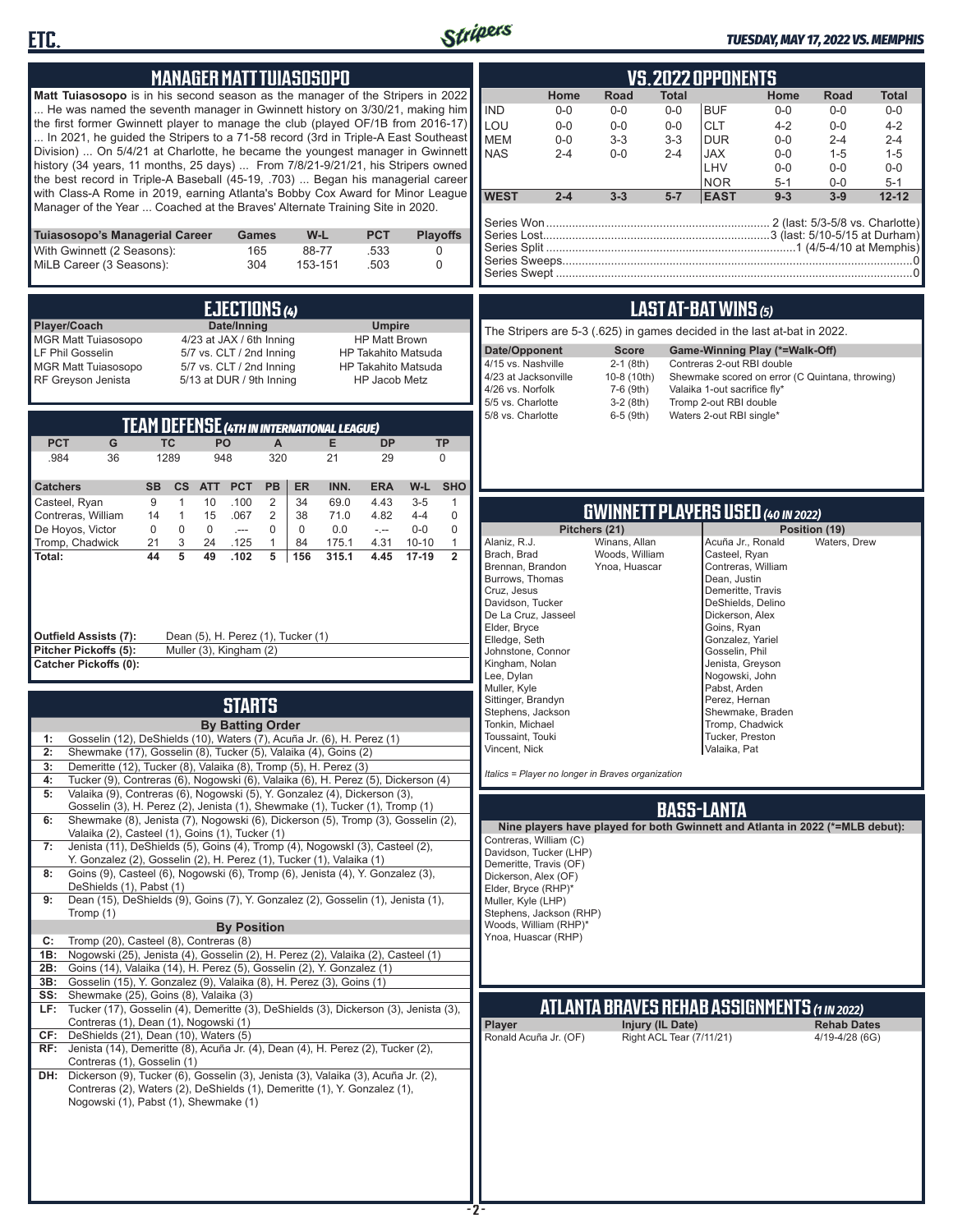## MANAGER MATT TUIASOSOPO

**Matt Tuiasosopo** is in his second season as the manager of the Stripers in 2022 ... He was named the seventh manager in Gwinnett history on 3/30/21, making him the first former Gwinnett player to manage the club (played OF/1B from 2016-17) ... In 2021, he guided the Stripers to a 71-58 record (3rd in Triple-A East Southeast Division) ... On 5/4/21 at Charlotte, he became the youngest manager in Gwinnett history (34 years, 11 months, 25 days) ... From 7/8/21-9/21/21, his Stripers owned the best record in Triple-A Baseball (45-19, .703) ... Began his managerial career with Class-A Rome in 2019, earning Atlanta's Bobby Cox Award for Minor League Manager of the Year ... Coached at the Braves' Alternate Training Site in 2020.

| Tuiasosopo's Managerial Career | Games | W-L | PCT | Playoffs |
|---|---|---|---|---|
| With Gwinnett (2 Seasons): | 165 | 88-77 | .533 | 0 |
| MiLB Career (3 Seasons): | 304 | 153-151 | .503 | 0 |

## EJECTIONS (4)

| Player/Coach | Date/Inning | Umpire |
|---|---|---|
| MGR Matt Tuiasosopo | 4/23 at JAX / 6th Inning | HP Matt Brown |
| LF Phil Gosselin | 5/7 vs. CLT / 2nd Inning | HP Takahito Matsuda |
| MGR Matt Tuiasosopo | 5/7 vs. CLT / 2nd Inning | HP Takahito Matsuda |
| RF Greyson Jenista | 5/13 at DUR / 9th Inning | HP Jacob Metz |

## TEAM DEFENSE (4TH IN INTERNATIONAL LEAGUE)

| PCT | G | TC | PO | A | E | DP | TP |
|---|---|---|---|---|---|---|---|
| .984 | 36 | 1289 | 948 | 320 | 21 | 29 | 0 |

| Catchers | SB | CS | ATT | PCT | PB | ER | INN. | ERA | W-L | SHO |
|---|---|---|---|---|---|---|---|---|---|---|
| Casteel, Ryan | 9 | 1 | 10 | .100 | 2 | 34 | 69.0 | 4.43 | 3-5 | 1 |
| Contreras, William | 14 | 1 | 15 | .067 | 2 | 38 | 71.0 | 4.82 | 4-4 | 0 |
| De Hoyos, Victor | 0 | 0 | 0 | .--- | 0 | 0 | 0.0 | -.-- | 0-0 | 0 |
| Tromp, Chadwick | 21 | 3 | 24 | .125 | 1 | 84 | 175.1 | 4.31 | 10-10 | 1 |
| Total: | 44 | 5 | 49 | .102 | 5 | 156 | 315.1 | 4.45 | 17-19 | 2 |

**Outfield Assists (7):** Dean (5), H. Perez (1), Tucker (1)
**Pitcher Pickoffs (5):** Muller (3), Kingham (2)
**Catcher Pickoffs (0):**

## STARTS

**By Batting Order**

| | |
|---|---|
| 1: | Gosselin (12), DeShields (10), Waters (7), Acuña Jr. (6), H. Perez (1) |
| 2: | Shewmake (17), Gosselin (8), Tucker (5), Valaika (4), Goins (2) |
| 3: | Demeritte (12), Tucker (8), Valaika (8), Tromp (5), H. Perez (3) |
| 4: | Tucker (9), Contreras (6), Nogowski (6), Valaika (6), H. Perez (5), Dickerson (4) |
| 5: | Valaika (9), Contreras (6), Nogowski (5), Y. Gonzalez (4), Dickerson (3), Gosselin (3), H. Perez (2), Jenista (1), Shewmake (1), Tucker (1), Tromp (1) |
| 6: | Shewmake (8), Jenista (7), Nogowski (6), Dickerson (5), Tromp (3), Gosselin (2), Valaika (2), Casteel (1), Goins (1), Tucker (1) |
| 7: | Jenista (11), DeShields (5), Goins (4), Tromp (4), Nogowskl (3), Casteel (2), Y. Gonzalez (2), Gosselin (2), H. Perez (1), Tucker (1), Valaika (1) |
| 8: | Goins (9), Casteel (6), Nogowski (6), Tromp (6), Jenista (4), Y. Gonzalez (3), DeShields (1), Pabst (1) |
| 9: | Dean (15), DeShields (9), Goins (7), Y. Gonzalez (2), Gosselin (1), Jenista (1), Tromp (1) |

**By Position**

| | |
|---|---|
| C: | Tromp (20), Casteel (8), Contreras (8) |
| 1B: | Nogowski (25), Jenista (4), Gosselin (2), H. Perez (2), Valaika (2), Casteel (1) |
| 2B: | Goins (14), Valaika (14), H. Perez (5), Gosselin (2), Y. Gonzalez (1) |
| 3B: | Gosselin (15), Y. Gonzalez (9), Valaika (8), H. Perez (3), Goins (1) |
| SS: | Shewmake (25), Goins (8), Valaika (3) |
| LF: | Tucker (17), Gosselin (4), Demeritte (3), DeShields (3), Dickerson (3), Jenista (3), Contreras (1), Dean (1), Nogowski (1) |
| CF: | DeShields (21), Dean (10), Waters (5) |
| RF: | Jenista (14), Demeritte (8), Acuña Jr. (4), Dean (4), H. Perez (2), Tucker (2), Contreras (1), Gosselin (1) |
| DH: | Dickerson (9), Tucker (6), Gosselin (3), Jenista (3), Valaika (3), Acuña Jr. (2), Contreras (2), Waters (2), DeShields (1), Demeritte (1), Y. Gonzalez (1), Nogowski (1), Pabst (1), Shewmake (1) |

## VS. 2022 OPPONENTS

| | Home | Road | Total | | Home | Road | Total |
|---|---|---|---|---|---|---|---|
| IND | 0-0 | 0-0 | 0-0 | BUF | 0-0 | 0-0 | 0-0 |
| LOU | 0-0 | 0-0 | 0-0 | CLT | 4-2 | 0-0 | 4-2 |
| MEM | 0-0 | 3-3 | 3-3 | DUR | 0-0 | 2-4 | 2-4 |
| NAS | 2-4 | 0-0 | 2-4 | JAX | 0-0 | 1-5 | 1-5 |
| | | | | LHV | 0-0 | 0-0 | 0-0 |
| | | | | NOR | 5-1 | 0-0 | 5-1 |
| WEST | 2-4 | 3-3 | 5-7 | EAST | 9-3 | 3-9 | 12-12 |

Series Won: 2 (last: 5/3-5/8 vs. Charlotte)
Series Lost: 3 (last: 5/10-5/15 at Durham)
Series Split: 1 (4/5-4/10 at Memphis)
Series Sweeps: 0
Series Swept: 0

## LAST AT-BAT WINS (5)

The Stripers are 5-3 (.625) in games decided in the last at-bat in 2022.

| Date/Opponent | Score | Game-Winning Play (*=Walk-Off) |
|---|---|---|
| 4/15 vs. Nashville | 2-1 (8th) | Contreras 2-out RBI double |
| 4/23 at Jacksonville | 10-8 (10th) | Shewmake scored on error (C Quintana, throwing) |
| 4/26 vs. Norfolk | 7-6 (9th) | Valaika 1-out sacrifice fly* |
| 5/5 vs. Charlotte | 3-2 (8th) | Tromp 2-out RBI double |
| 5/8 vs. Charlotte | 6-5 (9th) | Waters 2-out RBI single* |

## GWINNETT PLAYERS USED (40 IN 2022)

**Pitchers (21)**
Alaniz, R.J.
Brach, Brad
Brennan, Brandon
Burrows, Thomas
Cruz, Jesus
Davidson, Tucker
De La Cruz, Jasseel
Elder, Bryce
Elledge, Seth
Johnstone, Connor
Kingham, Nolan
Lee, Dylan
Muller, Kyle
Sittinger, Brandyn
Stephens, Jackson
Tonkin, Michael
Toussaint, Touki
Vincent, Nick
Winans, Allan
Woods, William
Ynoa, Huascar

**Position (19)**
Acuña Jr., Ronald
Casteel, Ryan
Contreras, William
Dean, Justin
Demeritte, Travis
DeShields, Delino
Dickerson, Alex
Goins, Ryan
Gonzalez, Yariel
Gosselin, Phil
Jenista, Greyson
Nogowski, John
Pabst, Arden
Perez, Hernan
Shewmake, Braden
Tromp, Chadwick
Tucker, Preston
Valaika, Pat
Waters, Drew

*Italics = Player no longer in Braves organization*

## BASS-LANTA

**Nine players have played for both Gwinnett and Atlanta in 2022 (*=MLB debut):**

Contreras, William (C)
Davidson, Tucker (LHP)
Demeritte, Travis (OF)
Dickerson, Alex (OF)
Elder, Bryce (RHP)*
Muller, Kyle (LHP)
Stephens, Jackson (RHP)
Woods, William (RHP)*
Ynoa, Huascar (RHP)

## ATLANTA BRAVES REHAB ASSIGNMENTS (1 IN 2022)

| Player | Injury (IL Date) | Rehab Dates |
|---|---|---|
| Ronald Acuña Jr. (OF) | Right ACL Tear (7/11/21) | 4/19-4/28 (6G) |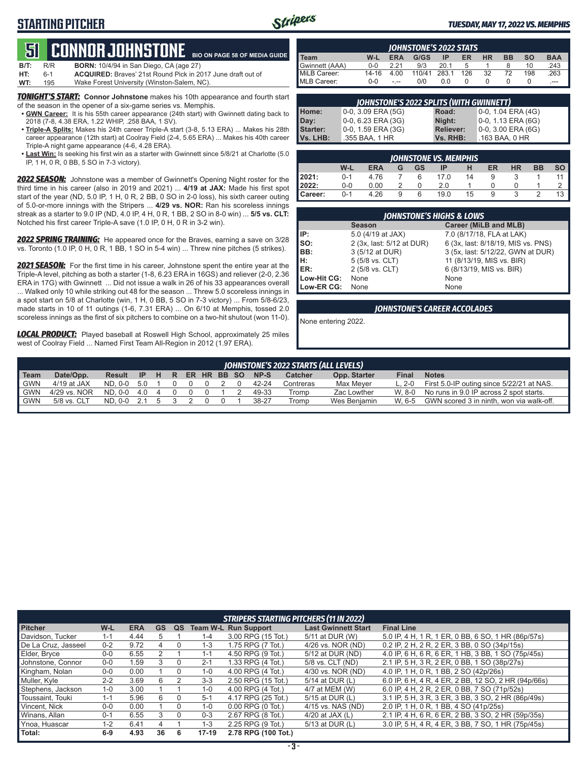# STARTING PITCHER

*TUESDAY, MAY 17, 2022 VS. MEMPHIS*

## 51 CONNOR JOHNSTONE

BIO ON PAGE 58 OF MEDIA GUIDE

| | | |
|---|---|---|
| B/T: | R/R | BORN: 10/4/94 in San Diego, CA (age 27) |
| HT: | 6-1 | ACQUIRED: Braves' 21st Round Pick in 2017 June draft out of |
| WT: | 195 | Wake Forest University (Winston-Salem, NC). |

***TONIGHT'S START:*** **Connor Johnstone** makes his 10th appearance and fourth start of the season in the opener of a six-game series vs. Memphis.

- **GWN Career:** It is his 55th career appearance (24th start) with Gwinnett dating back to 2018 (7-8, 4.38 ERA, 1.22 WHIP, .258 BAA, 1 SV).
- **Triple-A Splits:** Makes his 24th career Triple-A start (3-8, 5.13 ERA) ... Makes his 28th career appearance (12th start) at Coolray Field (2-4, 5.65 ERA) ... Makes his 40th career Triple-A night game appearance (4-6, 4.28 ERA).
- **Last Win:** Is seeking his first win as a starter with Gwinnett since 5/8/21 at Charlotte (5.0 IP, 1 H, 0 R, 0 BB, 5 SO in 7-3 victory).

***2022 SEASON:*** Johnstone was a member of Gwinnett's Opening Night roster for the third time in his career (also in 2019 and 2021) ... **4/19 at JAX:** Made his first spot start of the year (ND, 5.0 IP, 1 H, 0 R, 2 BB, 0 SO in 2-0 loss), his sixth career outing of 5.0-or-more innings with the Stripers ... **4/29 vs. NOR:** Ran his scoreless innings streak as a starter to 9.0 IP (ND, 4.0 IP, 4 H, 0 R, 1 BB, 2 SO in 8-0 win) ... **5/5 vs. CLT:** Notched his first career Triple-A save (1.0 IP, 0 H, 0 R in 3-2 win).

***2022 SPRING TRAINING:*** He appeared once for the Braves, earning a save on 3/28 vs. Toronto (1.0 IP, 0 H, 0 R, 1 BB, 1 SO in 5-4 win) ... Threw nine pitches (5 strikes).

***2021 SEASON:*** For the first time in his career, Johnstone spent the entire year at the Triple-A level, pitching as both a starter (1-8, 6.23 ERA in 16GS) and reliever (2-0, 2.36 ERA in 17G) with Gwinnett ... Did not issue a walk in 26 of his 33 appearances overall ... Walked only 10 while striking out 48 for the season ... Threw 5.0 scoreless innings in a spot start on 5/8 at Charlotte (win, 1 H, 0 BB, 5 SO in 7-3 victory) ... From 5/8-6/23, made starts in 10 of 11 outings (1-6, 7.31 ERA) ... On 6/10 at Memphis, tossed 2.0 scoreless innings as the first of six pitchers to combine on a two-hit shutout (won 11-0).

***LOCAL PRODUCT:*** Played baseball at Roswell High School, approximately 25 miles west of Coolray Field ... Named First Team All-Region in 2012 (1.97 ERA).

### JOHNSTONE'S 2022 STATS

| Team | W-L | ERA | G/GS | IP | ER | HR | BB | SO | BAA |
|---|---|---|---|---|---|---|---|---|---|
| Gwinnett (AAA) | 0-0 | 2.21 | 9/3 | 20.1 | 5 | 1 | 8 | 10 | .243 |
| MiLB Career: | 14-16 | 4.00 | 110/41 | 283.1 | 126 | 32 | 72 | 198 | .263 |
| MLB Career: | 0-0 | -.-- | 0/0 | 0.0 | 0 | 0 | 0 | 0 | .--- |

### JOHNSTONE'S 2022 SPLITS (WITH GWINNETT)

| | | | |
|---|---|---|---|
| Home: | 0-0, 3.09 ERA (5G) | Road: | 0-0, 1.04 ERA (4G) |
| Day: | 0-0, 6.23 ERA (3G) | Night: | 0-0, 1.13 ERA (6G) |
| Starter: | 0-0, 1.59 ERA (3G) | Reliever: | 0-0, 3.00 ERA (6G) |
| Vs. LHB: | .355 BAA, 1 HR | Vs. RHB: | .163 BAA, 0 HR |

### JOHNSTONE VS. MEMPHIS

| | W-L | ERA | G | GS | IP | H | ER | HR | BB | SO |
|---|---|---|---|---|---|---|---|---|---|---|
| 2021: | 0-1 | 4.76 | 7 | 6 | 17.0 | 14 | 9 | 3 | 1 | 11 |
| 2022: | 0-0 | 0.00 | 2 | 0 | 2.0 | 1 | 0 | 0 | 1 | 2 |
| Career: | 0-1 | 4.26 | 9 | 6 | 19.0 | 15 | 9 | 3 | 2 | 13 |

### JOHNSTONE'S HIGHS & LOWS

| | Season | Career (MiLB and MLB) |
|---|---|---|
| IP: | 5.0 (4/19 at JAX) | 7.0 (8/17/18, FLA at LAK) |
| SO: | 2 (3x, last: 5/12 at DUR) | 6 (3x, last: 8/18/19, MIS vs. PNS) |
| BB: | 3 (5/12 at DUR) | 3 (5x, last: 5/12/22, GWN at DUR) |
| H: | 5 (5/8 vs. CLT) | 11 (8/13/19, MIS vs. BIR) |
| ER: | 2 (5/8 vs. CLT) | 6 (8/13/19, MIS vs. BIR) |
| Low-Hit CG: | None | None |
| Low-ER CG: | None | None |

### JOHNSTONE'S CAREER ACCOLADES

None entering 2022.

### JOHNSTONE'S 2022 STARTS (ALL LEVELS)

| Team | Date/Opp. | Result | IP | H | R | ER | HR | BB | SO | NP-S | Catcher | Opp. Starter | Final | Notes |
|---|---|---|---|---|---|---|---|---|---|---|---|---|---|---|
| GWN | 4/19 at JAX | ND, 0-0 | 5.0 | 1 | 0 | 0 | 0 | 2 | 0 | 42-24 | Contreras | Max Meyer | L, 2-0 | First 5.0-IP outing since 5/22/21 at NAS. |
| GWN | 4/29 vs. NOR | ND, 0-0 | 4.0 | 4 | 0 | 0 | 0 | 1 | 2 | 49-33 | Tromp | Zac Lowther | W, 8-0 | No runs in 9.0 IP across 2 spot starts. |
| GWN | 5/8 vs. CLT | ND, 0-0 | 2.1 | 5 | 3 | 2 | 0 | 0 | 1 | 38-27 | Tromp | Wes Benjamin | W, 6-5 | GWN scored 3 in ninth, won via walk-off. |

### STRIPERS STARTING PITCHERS (11 IN 2022)

| Pitcher | W-L | ERA | GS | QS | Team W-L | Run Support | Last Gwinnett Start | Final Line |
|---|---|---|---|---|---|---|---|---|
| Davidson, Tucker | 1-1 | 4.44 | 5 | 1 | 1-4 | 3.00 RPG (15 Tot.) | 5/11 at DUR (W) | 5.0 IP, 4 H, 1 R, 1 ER, 0 BB, 6 SO, 1 HR (86p/57s) |
| De La Cruz, Jasseel | 0-2 | 9.72 | 4 | 0 | 1-3 | 1.75 RPG (7 Tot.) | 4/26 vs. NOR (ND) | 0.2 IP, 2 H, 2 R, 2 ER, 3 BB, 0 SO (34p/15s) |
| Elder, Bryce | 0-0 | 6.55 | 2 | 1 | 1-1 | 4.50 RPG (9 Tot.) | 5/12 at DUR (ND) | 4.0 IP, 6 H, 6 R, 6 ER, 1 HB, 3 BB, 1 SO (75p/45s) |
| Johnstone, Connor | 0-0 | 1.59 | 3 | 0 | 2-1 | 1.33 RPG (4 Tot.) | 5/8 vs. CLT (ND) | 2.1 IP, 5 H, 3 R, 2 ER, 0 BB, 1 SO (38p/27s) |
| Kingham, Nolan | 0-0 | 0.00 | 1 | 0 | 1-0 | 4.00 RPG (4 Tot.) | 4/30 vs. NOR (ND) | 4.0 IP, 1 H, 0 R, 1 BB, 2 SO (42p/26s) |
| Muller, Kyle | 2-2 | 3.69 | 6 | 2 | 3-3 | 2.50 RPG (15 Tot.) | 5/14 at DUR (L) | 6.0 IP, 6 H, 4 R, 4 ER, 2 BB, 12 SO, 2 HR (94p/66s) |
| Stephens, Jackson | 1-0 | 3.00 | 1 | 1 | 1-0 | 4.00 RPG (4 Tot.) | 4/7 at MEM (W) | 6.0 IP, 4 H, 2 R, 2 ER, 0 BB, 7 SO (71p/52s) |
| Toussaint, Touki | 1-1 | 5.96 | 6 | 0 | 5-1 | 4.17 RPG (25 Tot.) | 5/15 at DUR (L) | 3.1 IP, 5 H, 3 R, 3 ER, 3 BB, 3 SO, 2 HR (86p/49s) |
| Vincent, Nick | 0-0 | 0.00 | 1 | 0 | 1-0 | 0.00 RPG (0 Tot.) | 4/15 vs. NAS (ND) | 2.0 IP, 1 H, 0 R, 1 BB, 4 SO (41p/25s) |
| Winans, Allan | 0-1 | 6.55 | 3 | 0 | 0-3 | 2.67 RPG (8 Tot.) | 4/20 at JAX (L) | 2.1 IP, 4 H, 6 R, 6 ER, 2 BB, 3 SO, 2 HR (59p/35s) |
| Ynoa, Huascar | 1-2 | 6.41 | 4 | 1 | 1-3 | 2.25 RPG (9 Tot.) | 5/13 at DUR (L) | 3.0 IP, 5 H, 4 R, 4 ER, 3 BB, 7 SO, 1 HR (75p/45s) |
| Total: | 6-9 | 4.93 | 36 | 6 | 17-19 | 2.78 RPG (100 Tot.) | | |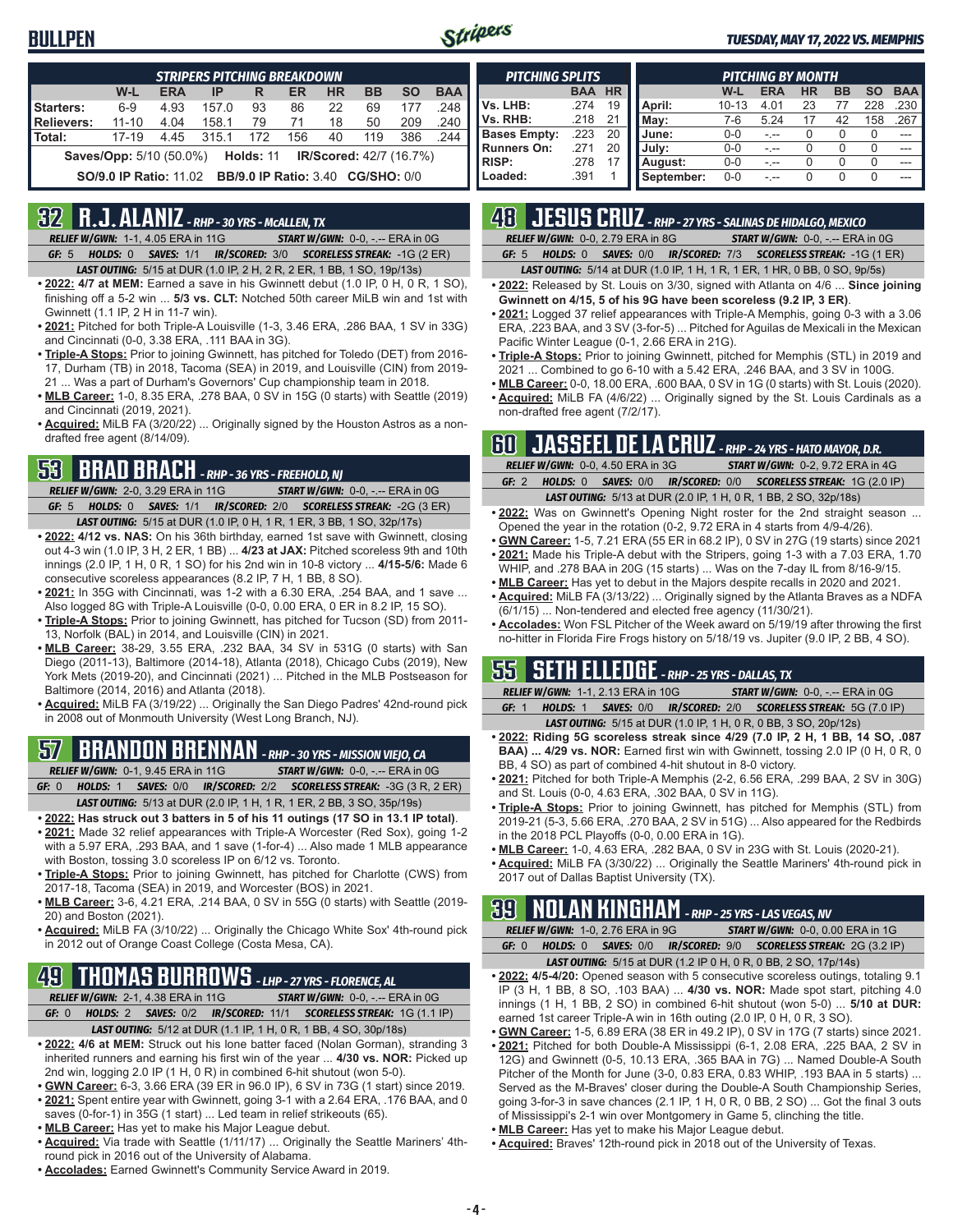# BULLPEN

*TUESDAY, MAY 17, 2022 VS. MEMPHIS*

| STRIPERS PITCHING BREAKDOWN | W-L | ERA | IP | R | ER | HR | BB | SO | BAA |
|---|---|---|---|---|---|---|---|---|---|
| Starters: | 6-9 | 4.93 | 157.0 | 93 | 86 | 22 | 69 | 177 | .248 |
| Relievers: | 11-10 | 4.04 | 158.1 | 79 | 71 | 18 | 50 | 209 | .240 |
| Total: | 17-19 | 4.45 | 315.1 | 172 | 156 | 40 | 119 | 386 | .244 |

**Saves/Opp:** 5/10 (50.0%) **Holds:** 11 **IR/Scored:** 42/7 (16.7%)

**SO/9.0 IP Ratio:** 11.02 **BB/9.0 IP Ratio:** 3.40 **CG/SHO:** 0/0

| PITCHING SPLITS | BAA | HR |
|---|---|---|
| Vs. LHB: | .274 | 19 |
| Vs. RHB: | .218 | 21 |
| Bases Empty: | .223 | 20 |
| Runners On: | .271 | 20 |
| RISP: | .278 | 17 |
| Loaded: | .391 | 1 |

| PITCHING BY MONTH | W-L | ERA | HR | BB | SO | BAA |
|---|---|---|---|---|---|---|
| April: | 10-13 | 4.01 | 23 | 77 | 228 | .230 |
| May: | 7-6 | 5.24 | 17 | 42 | 158 | .267 |
| June: | 0-0 | -.-- | 0 | 0 | 0 | --- |
| July: | 0-0 | -.-- | 0 | 0 | 0 | --- |
| August: | 0-0 | -.-- | 0 | 0 | 0 | --- |
| September: | 0-0 | -.-- | 0 | 0 | 0 | --- |

## 32 R.J. ALANIZ - RHP - 30 YRS - McALLEN, TX

*RELIEF W/GWN:* 1-1, 4.05 ERA in 11G *START W/GWN:* 0-0, -.-- ERA in 0G
*GF:* 5 *HOLDS:* 0 *SAVES:* 1/1 *IR/SCORED:* 3/0 *SCORELESS STREAK:* -1G (2 ER)
*LAST OUTING:* 5/15 at DUR (1.0 IP, 2 H, 2 R, 2 ER, 1 BB, 1 SO, 19p/13s)

- **2022: 4/7 at MEM:** Earned a save in his Gwinnett debut (1.0 IP, 0 H, 0 R, 1 SO), finishing off a 5-2 win ... **5/3 vs. CLT:** Notched 50th career MiLB win and 1st with Gwinnett (1.1 IP, 2 H in 11-7 win).
- **2021:** Pitched for both Triple-A Louisville (1-3, 3.46 ERA, .286 BAA, 1 SV in 33G) and Cincinnati (0-0, 3.38 ERA, .111 BAA in 3G).
- **Triple-A Stops:** Prior to joining Gwinnett, has pitched for Toledo (DET) from 2016-17, Durham (TB) in 2018, Tacoma (SEA) in 2019, and Louisville (CIN) from 2019-21 ... Was a part of Durham's Governors' Cup championship team in 2018.
- **MLB Career:** 1-0, 8.35 ERA, .278 BAA, 0 SV in 15G (0 starts) with Seattle (2019) and Cincinnati (2019, 2021).
- **Acquired:** MiLB FA (3/20/22) ... Originally signed by the Houston Astros as a non-drafted free agent (8/14/09).

## 53 BRAD BRACH - RHP - 36 YRS - FREEHOLD, NJ

*RELIEF W/GWN:* 2-0, 3.29 ERA in 11G *START W/GWN:* 0-0, -.-- ERA in 0G
*GF:* 5 *HOLDS:* 0 *SAVES:* 1/1 *IR/SCORED:* 2/0 *SCORELESS STREAK:* -2G (3 ER)
*LAST OUTING:* 5/15 at DUR (1.0 IP, 0 H, 1 R, 1 ER, 3 BB, 1 SO, 32p/17s)

- **2022: 4/12 vs. NAS:** On his 36th birthday, earned 1st save with Gwinnett, closing out 4-3 win (1.0 IP, 3 H, 2 ER, 1 BB) ... **4/23 at JAX:** Pitched scoreless 9th and 10th innings (2.0 IP, 1 H, 0 R, 1 SO) for his 2nd win in 10-8 victory ... **4/15-5/6:** Made 6 consecutive scoreless appearances (8.2 IP, 7 H, 1 BB, 8 SO).
- **2021:** In 35G with Cincinnati, was 1-2 with a 6.30 ERA, .254 BAA, and 1 save ... Also logged 8G with Triple-A Louisville (0-0, 0.00 ERA, 0 ER in 8.2 IP, 15 SO).
- **Triple-A Stops:** Prior to joining Gwinnett, has pitched for Tucson (SD) from 2011-13, Norfolk (BAL) in 2014, and Louisville (CIN) in 2021.
- **MLB Career:** 38-29, 3.55 ERA, .232 BAA, 34 SV in 531G (0 starts) with San Diego (2011-13), Baltimore (2014-18), Atlanta (2018), Chicago Cubs (2019), New York Mets (2019-20), and Cincinnati (2021) ... Pitched in the MLB Postseason for Baltimore (2014, 2016) and Atlanta (2018).
- **Acquired:** MiLB FA (3/19/22) ... Originally the San Diego Padres' 42nd-round pick in 2008 out of Monmouth University (West Long Branch, NJ).

## 57 BRANDON BRENNAN - RHP - 30 YRS - MISSION VIEJO, CA

*RELIEF W/GWN:* 0-1, 9.45 ERA in 11G *START W/GWN:* 0-0, -.-- ERA in 0G
*GF:* 0 *HOLDS:* 1 *SAVES:* 0/0 *IR/SCORED:* 2/2 *SCORELESS STREAK:* -3G (3 R, 2 ER)
*LAST OUTING:* 5/13 at DUR (2.0 IP, 1 H, 1 R, 1 ER, 2 BB, 3 SO, 35p/19s)

- **2022: Has struck out 3 batters in 5 of his 11 outings (17 SO in 13.1 IP total)**.
- **2021:** Made 32 relief appearances with Triple-A Worcester (Red Sox), going 1-2 with a 5.97 ERA, .293 BAA, and 1 save (1-for-4) ... Also made 1 MLB appearance with Boston, tossing 3.0 scoreless IP on 6/12 vs. Toronto.
- **Triple-A Stops:** Prior to joining Gwinnett, has pitched for Charlotte (CWS) from 2017-18, Tacoma (SEA) in 2019, and Worcester (BOS) in 2021.
- **MLB Career:** 3-6, 4.21 ERA, .214 BAA, 0 SV in 55G (0 starts) with Seattle (2019-20) and Boston (2021).
- **Acquired:** MiLB FA (3/10/22) ... Originally the Chicago White Sox' 4th-round pick in 2012 out of Orange Coast College (Costa Mesa, CA).

## 49 THOMAS BURROWS - LHP - 27 YRS - FLORENCE, AL

*RELIEF W/GWN:* 2-1, 4.38 ERA in 11G *START W/GWN:* 0-0, -.-- ERA in 0G
*GF:* 0 *HOLDS:* 2 *SAVES:* 0/2 *IR/SCORED:* 11/1 *SCORELESS STREAK:* 1G (1.1 IP)
*LAST OUTING:* 5/12 at DUR (1.1 IP, 1 H, 0 R, 1 BB, 4 SO, 30p/18s)

- **2022: 4/6 at MEM:** Struck out his lone batter faced (Nolan Gorman), stranding 3 inherited runners and earning his first win of the year ... **4/30 vs. NOR:** Picked up 2nd win, logging 2.0 IP (1 H, 0 R) in combined 6-hit shutout (won 5-0).
- **GWN Career:** 6-3, 3.66 ERA (39 ER in 96.0 IP), 6 SV in 73G (1 start) since 2019.
- **2021:** Spent entire year with Gwinnett, going 3-1 with a 2.64 ERA, .176 BAA, and 0 saves (0-for-1) in 35G (1 start) ... Led team in relief strikeouts (65).
- **MLB Career:** Has yet to make his Major League debut.
- **Acquired:** Via trade with Seattle (1/11/17) ... Originally the Seattle Mariners' 4th-round pick in 2016 out of the University of Alabama.
- **Accolades:** Earned Gwinnett's Community Service Award in 2019.

## 48 JESUS CRUZ - RHP - 27 YRS - SALINAS DE HIDALGO, MEXICO

*RELIEF W/GWN:* 0-0, 2.79 ERA in 8G *START W/GWN:* 0-0, -.-- ERA in 0G
*GF:* 5 *HOLDS:* 0 *SAVES:* 0/0 *IR/SCORED:* 7/3 *SCORELESS STREAK:* -1G (1 ER)
*LAST OUTING:* 5/14 at DUR (1.0 IP, 1 H, 1 R, 1 ER, 1 HR, 0 BB, 0 SO, 9p/5s)

- **2022:** Released by St. Louis on 3/30, signed with Atlanta on 4/6 ... **Since joining Gwinnett on 4/15, 5 of his 9G have been scoreless (9.2 IP, 3 ER)**.
- **2021:** Logged 37 relief appearances with Triple-A Memphis, going 0-3 with a 3.06 ERA, .223 BAA, and 3 SV (3-for-5) ... Pitched for Aguilas de Mexicali in the Mexican Pacific Winter League (0-1, 2.66 ERA in 21G).
- **Triple-A Stops:** Prior to joining Gwinnett, pitched for Memphis (STL) in 2019 and 2021 ... Combined to go 6-10 with a 5.42 ERA, .246 BAA, and 3 SV in 100G.
- **MLB Career:** 0-0, 18.00 ERA, .600 BAA, 0 SV in 1G (0 starts) with St. Louis (2020).
- **Acquired:** MiLB FA (4/6/22) ... Originally signed by the St. Louis Cardinals as a non-drafted free agent (7/2/17).

## 60 JASSEEL DE LA CRUZ - RHP - 24 YRS - HATO MAYOR, D.R.

*RELIEF W/GWN:* 0-0, 4.50 ERA in 3G *START W/GWN:* 0-2, 9.72 ERA in 4G
*GF:* 2 *HOLDS:* 0 *SAVES:* 0/0 *IR/SCORED:* 0/0 *SCORELESS STREAK:* 1G (2.0 IP)
*LAST OUTING:* 5/13 at DUR (2.0 IP, 1 H, 0 R, 1 BB, 2 SO, 32p/18s)

- **2022:** Was on Gwinnett's Opening Night roster for the 2nd straight season ... Opened the year in the rotation (0-2, 9.72 ERA in 4 starts from 4/9-4/26).
- **GWN Career:** 1-5, 7.21 ERA (55 ER in 68.2 IP), 0 SV in 27G (19 starts) since 2021
- **2021:** Made his Triple-A debut with the Stripers, going 1-3 with a 7.03 ERA, 1.70 WHIP, and .278 BAA in 20G (15 starts) ... Was on the 7-day IL from 8/16-9/15.
- **MLB Career:** Has yet to debut in the Majors despite recalls in 2020 and 2021.
- **Acquired:** MiLB FA (3/13/22) ... Originally signed by the Atlanta Braves as a NDFA (6/1/15) ... Non-tendered and elected free agency (11/30/21).
- **Accolades:** Won FSL Pitcher of the Week award on 5/19/19 after throwing the first no-hitter in Florida Fire Frogs history on 5/18/19 vs. Jupiter (9.0 IP, 2 BB, 4 SO).

## 55 SETH ELLEDGE - RHP - 25 YRS - DALLAS, TX

*RELIEF W/GWN:* 1-1, 2.13 ERA in 10G *START W/GWN:* 0-0, -.-- ERA in 0G
*GF:* 1 *HOLDS:* 1 *SAVES:* 0/0 *IR/SCORED:* 2/0 *SCORELESS STREAK:* 5G (7.0 IP)
*LAST OUTING:* 5/15 at DUR (1.0 IP, 1 H, 0 R, 0 BB, 3 SO, 20p/12s)

- **2022: Riding 5G scoreless streak since 4/29 (7.0 IP, 2 H, 1 BB, 14 SO, .087 BAA) ... 4/29 vs. NOR:** Earned first win with Gwinnett, tossing 2.0 IP (0 H, 0 R, 0 BB, 4 SO) as part of combined 4-hit shutout in 8-0 victory.
- **2021:** Pitched for both Triple-A Memphis (2-2, 6.56 ERA, .299 BAA, 2 SV in 30G) and St. Louis (0-0, 4.63 ERA, .302 BAA, 0 SV in 11G).
- **Triple-A Stops:** Prior to joining Gwinnett, has pitched for Memphis (STL) from 2019-21 (5-3, 5.66 ERA, .270 BAA, 2 SV in 51G) ... Also appeared for the Redbirds in the 2018 PCL Playoffs (0-0, 0.00 ERA in 1G).
- **MLB Career:** 1-0, 4.63 ERA, .282 BAA, 0 SV in 23G with St. Louis (2020-21).
- **Acquired:** MiLB FA (3/30/22) ... Originally the Seattle Mariners' 4th-round pick in 2017 out of Dallas Baptist University (TX).

## 39 NOLAN KINGHAM - RHP - 25 YRS - LAS VEGAS, NV

*RELIEF W/GWN:* 1-0, 2.76 ERA in 9G *START W/GWN:* 0-0, 0.00 ERA in 1G
*GF:* 0 *HOLDS:* 0 *SAVES:* 0/0 *IR/SCORED:* 9/0 *SCORELESS STREAK:* 2G (3.2 IP)
*LAST OUTING:* 5/15 at DUR (1.2 IP 0 H, 0 R, 0 BB, 2 SO, 17p/14s)

- **2022: 4/5-4/20:** Opened season with 5 consecutive scoreless outings, totaling 9.1 IP (3 H, 1 BB, 8 SO, .103 BAA) ... **4/30 vs. NOR:** Made spot start, pitching 4.0 innings (1 H, 1 BB, 2 SO) in combined 6-hit shutout (won 5-0) ... **5/10 at DUR:** earned 1st career Triple-A win in 16th outing (2.0 IP, 0 H, 0 R, 3 SO).
- **GWN Career:** 1-5, 6.89 ERA (38 ER in 49.2 IP), 0 SV in 17G (7 starts) since 2021.
- **2021:** Pitched for both Double-A Mississippi (6-1, 2.08 ERA, .225 BAA, 2 SV in 12G) and Gwinnett (0-5, 10.13 ERA, .365 BAA in 7G) ... Named Double-A South Pitcher of the Month for June (3-0, 0.83 ERA, 0.83 WHIP, .193 BAA in 5 starts) ... Served as the M-Braves' closer during the Double-A South Championship Series, going 3-for-3 in save chances (2.1 IP, 1 H, 0 R, 0 BB, 2 SO) ... Got the final 3 outs of Mississippi's 2-1 win over Montgomery in Game 5, clinching the title.
- **MLB Career:** Has yet to make his Major League debut.
- **Acquired:** Braves' 12th-round pick in 2018 out of the University of Texas.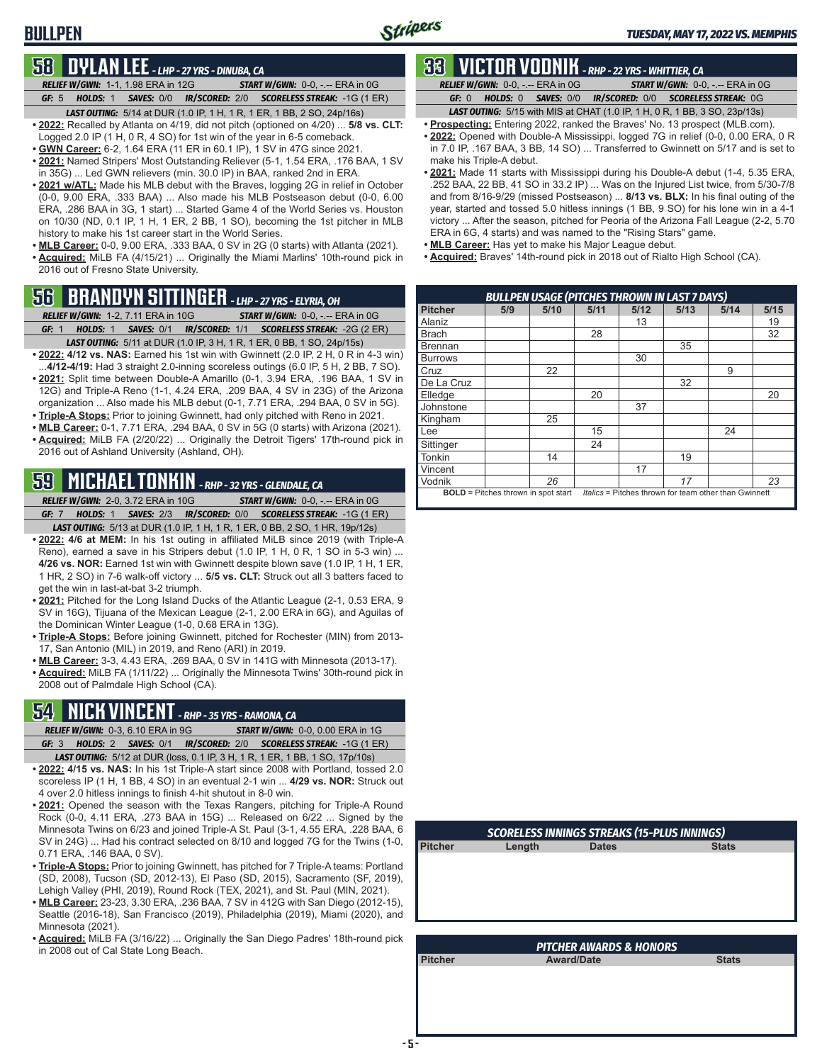# BULLPEN

## 58 DYLAN LEE - LHP - 27 YRS - DINUBA, CA

*RELIEF W/GWN:* 1-1, 1.98 ERA in 12G | *START W/GWN:* 0-0, -.-- ERA in 0G
*GF:* 5 | *HOLDS:* 1 | *SAVES:* 0/0 | *IR/SCORED:* 2/0 | *SCORELESS STREAK:* -1G (1 ER)
*LAST OUTING:* 5/14 at DUR (1.0 IP, 1 H, 1 R, 1 ER, 1 BB, 2 SO, 24p/16s)

- **2022:** Recalled by Atlanta on 4/19, did not pitch (optioned on 4/20) ... **5/8 vs. CLT:** Logged 2.0 IP (1 H, 0 R, 4 SO) for 1st win of the year in 6-5 comeback.
- **GWN Career:** 6-2, 1.64 ERA (11 ER in 60.1 IP), 1 SV in 47G since 2021.
- **2021:** Named Stripers' Most Outstanding Reliever (5-1, 1.54 ERA, .176 BAA, 1 SV in 35G) ... Led GWN relievers (min. 30.0 IP) in BAA, ranked 2nd in ERA.
- **2021 w/ATL:** Made his MLB debut with the Braves, logging 2G in relief in October (0-0, 9.00 ERA, .333 BAA) ... Also made his MLB Postseason debut (0-0, 6.00 ERA, .286 BAA in 3G, 1 start) ... Started Game 4 of the World Series vs. Houston on 10/30 (ND, 0.1 IP, 1 H, 1 ER, 2 BB, 1 SO), becoming the 1st pitcher in MLB history to make his 1st career start in the World Series.
- **MLB Career:** 0-0, 9.00 ERA, .333 BAA, 0 SV in 2G (0 starts) with Atlanta (2021).
- **Acquired:** MiLB FA (4/15/21) ... Originally the Miami Marlins' 10th-round pick in 2016 out of Fresno State University.

## 56 BRANDYN SITTINGER - LHP - 27 YRS - ELYRIA, OH

*RELIEF W/GWN:* 1-2, 7.11 ERA in 10G | *START W/GWN:* 0-0, -.-- ERA in 0G
*GF:* 1 | *HOLDS:* 1 | *SAVES:* 0/1 | *IR/SCORED:* 1/1 | *SCORELESS STREAK:* -2G (2 ER)
*LAST OUTING:* 5/11 at DUR (1.0 IP, 3 H, 1 R, 1 ER, 0 BB, 1 SO, 24p/15s)

- **2022: 4/12 vs. NAS:** Earned his 1st win with Gwinnett (2.0 IP, 2 H, 0 R in 4-3 win) ...**4/12-4/19:** Had 3 straight 2.0-inning scoreless outings (6.0 IP, 5 H, 2 BB, 7 SO).
- **2021:** Split time between Double-A Amarillo (0-1, 3.94 ERA, .196 BAA, 1 SV in 12G) and Triple-A Reno (1-1, 4.24 ERA, .209 BAA, 4 SV in 23G) of the Arizona organization ... Also made his MLB debut (0-1, 7.71 ERA, .294 BAA, 0 SV in 5G).
- **Triple-A Stops:** Prior to joining Gwinnett, had only pitched with Reno in 2021.
- **MLB Career:** 0-1, 7.71 ERA, .294 BAA, 0 SV in 5G (0 starts) with Arizona (2021).
- **Acquired:** MiLB FA (2/20/22) ... Originally the Detroit Tigers' 17th-round pick in 2016 out of Ashland University (Ashland, OH).

## 59 MICHAEL TONKIN - RHP - 32 YRS - GLENDALE, CA

*RELIEF W/GWN:* 2-0, 3.72 ERA in 10G | *START W/GWN:* 0-0, -.-- ERA in 0G
*GF:* 7 | *HOLDS:* 1 | *SAVES:* 2/3 | *IR/SCORED:* 0/0 | *SCORELESS STREAK:* -1G (1 ER)
*LAST OUTING:* 5/13 at DUR (1.0 IP, 1 H, 1 R, 1 ER, 0 BB, 2 SO, 1 HR, 19p/12s)

- **2022: 4/6 at MEM:** In his 1st outing in affiliated MiLB since 2019 (with Triple-A Reno), earned a save in his Stripers debut (1.0 IP, 1 H, 0 R, 1 SO in 5-3 win) ... **4/26 vs. NOR:** Earned 1st win with Gwinnett despite blown save (1.0 IP, 1 H, 1 ER, 1 HR, 2 SO) in 7-6 walk-off victory ... **5/5 vs. CLT:** Struck out all 3 batters faced to get the win in last-at-bat 3-2 triumph.
- **2021:** Pitched for the Long Island Ducks of the Atlantic League (2-1, 0.53 ERA, 9 SV in 16G), Tijuana of the Mexican League (2-1, 2.00 ERA in 6G), and Aguilas of the Dominican Winter League (1-0, 0.68 ERA in 13G).
- **Triple-A Stops:** Before joining Gwinnett, pitched for Rochester (MIN) from 2013-17, San Antonio (MIL) in 2019, and Reno (ARI) in 2019.
- **MLB Career:** 3-3, 4.43 ERA, .269 BAA, 0 SV in 141G with Minnesota (2013-17).
- **Acquired:** MiLB FA (1/11/22) ... Originally the Minnesota Twins' 30th-round pick in 2008 out of Palmdale High School (CA).

## 54 NICK VINCENT - RHP - 35 YRS - RAMONA, CA

*RELIEF W/GWN:* 0-3, 6.10 ERA in 9G | *START W/GWN:* 0-0, 0.00 ERA in 1G
*GF:* 3 | *HOLDS:* 2 | *SAVES:* 0/1 | *IR/SCORED:* 2/0 | *SCORELESS STREAK:* -1G (1 ER)
*LAST OUTING:* 5/12 at DUR (loss, 0.1 IP, 3 H, 1 R, 1 ER, 1 BB, 1 SO, 17p/10s)

- **2022: 4/15 vs. NAS:** In his 1st Triple-A start since 2008 with Portland, tossed 2.0 scoreless IP (1 H, 1 BB, 4 SO) in an eventual 2-1 win ... **4/29 vs. NOR:** Struck out 4 over 2.0 hitless innings to finish 4-hit shutout in 8-0 win.
- **2021:** Opened the season with the Texas Rangers, pitching for Triple-A Round Rock (0-0, 4.11 ERA, .273 BAA in 15G) ... Released on 6/22 ... Signed by the Minnesota Twins on 6/23 and joined Triple-A St. Paul (3-1, 4.55 ERA, .228 BAA, 6 SV in 24G) ... Had his contract selected on 8/10 and logged 7G for the Twins (1-0, 0.71 ERA, .146 BAA, 0 SV).
- **Triple-A Stops:** Prior to joining Gwinnett, has pitched for 7 Triple-A teams: Portland (SD, 2008), Tucson (SD, 2012-13), El Paso (SD, 2015), Sacramento (SF, 2019), Lehigh Valley (PHI, 2019), Round Rock (TEX, 2021), and St. Paul (MIN, 2021).
- **MLB Career:** 23-23, 3.30 ERA, .236 BAA, 7 SV in 412G with San Diego (2012-15), Seattle (2016-18), San Francisco (2019), Philadelphia (2019), Miami (2020), and Minnesota (2021).
- **Acquired:** MiLB FA (3/16/22) ... Originally the San Diego Padres' 18th-round pick in 2008 out of Cal State Long Beach.

## 33 VICTOR VODNIK - RHP - 22 YRS - WHITTIER, CA

*RELIEF W/GWN:* 0-0, -.-- ERA in 0G | *START W/GWN:* 0-0, -.-- ERA in 0G
*GF:* 0 | *HOLDS:* 0 | *SAVES:* 0/0 | *IR/SCORED:* 0/0 | *SCORELESS STREAK:* 0G
*LAST OUTING:* 5/15 with MIS at CHAT (1.0 IP, 1 H, 0 R, 1 BB, 3 SO, 23p/13s)

- **Prospecting:** Entering 2022, ranked the Braves' No. 13 prospect (MLB.com).
- **2022:** Opened with Double-A Mississippi, logged 7G in relief (0-0, 0.00 ERA, 0 R in 7.0 IP, .167 BAA, 3 BB, 14 SO) ... Transferred to Gwinnett on 5/17 and is set to make his Triple-A debut.
- **2021:** Made 11 starts with Mississippi during his Double-A debut (1-4, 5.35 ERA, .252 BAA, 22 BB, 41 SO in 33.2 IP) ... Was on the Injured List twice, from 5/30-7/8 and from 8/16-9/29 (missed Postseason) ... **8/13 vs. BLX:** In his final outing of the year, started and tossed 5.0 hitless innings (1 BB, 9 SO) for his lone win in a 4-1 victory ... After the season, pitched for Peoria of the Arizona Fall League (2-2, 5.70 ERA in 6G, 4 starts) and was named to the "Rising Stars" game.
- **MLB Career:** Has yet to make his Major League debut.
- **Acquired:** Braves' 14th-round pick in 2018 out of Rialto High School (CA).

### BULLPEN USAGE (PITCHES THROWN IN LAST 7 DAYS)

| Pitcher | 5/9 | 5/10 | 5/11 | 5/12 | 5/13 | 5/14 | 5/15 |
|---|---|---|---|---|---|---|---|
| Alaniz | | | | 13 | | | 19 |
| Brach | | | 28 | | | | 32 |
| Brennan | | | | | 35 | | |
| Burrows | | | | 30 | | | |
| Cruz | | 22 | | | | 9 | |
| De La Cruz | | | | | 32 | | |
| Elledge | | | 20 | | | | 20 |
| Johnstone | | | | 37 | | | |
| Kingham | | 25 | | | | | |
| Lee | | | 15 | | | 24 | |
| Sittinger | | | 24 | | | | |
| Tonkin | | 14 | | | 19 | | |
| Vincent | | | | 17 | | | |
| Vodnik | | *26* | | | *17* | | *23* |

**BOLD** = Pitches thrown in spot start | *Italics* = Pitches thrown for team other than Gwinnett

### SCORELESS INNINGS STREAKS (15-PLUS INNINGS)

| Pitcher | Length | Dates | Stats |
|---|---|---|---|

### PITCHER AWARDS & HONORS

| Pitcher | Award/Date | Stats |
|---|---|---|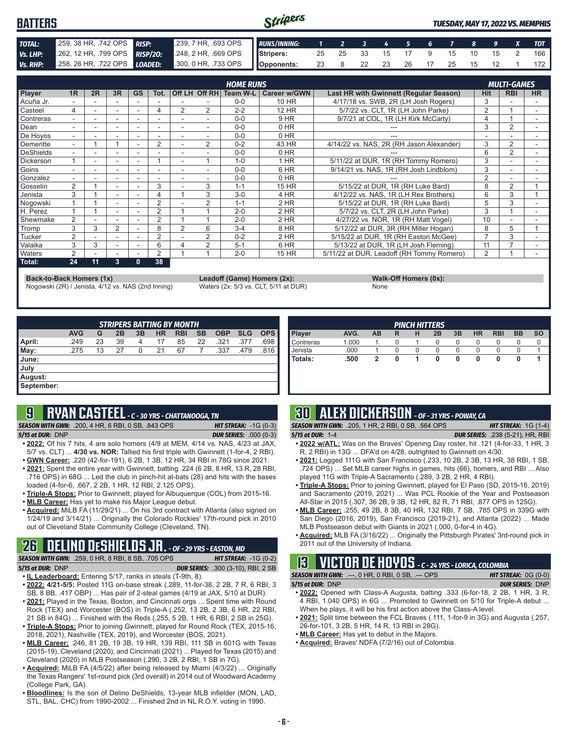# BATTERS

*TUESDAY, MAY 17, 2022 VS. MEMPHIS*

| | | | |
|---|---|---|---|
| TOTAL: | .259, 38 HR, .742 OPS | RISP: | .239, 7 HR, .693 OPS |
| Vs. LHP: | .262, 12 HR, .799 OPS | RISP/2O: | .248, 2 HR, .669 OPS |
| Vs. RHP: | .258, 26 HR, .722 OPS | LOADED: | .300, 0 HR, .733 OPS |

| RUNS/INNING: | 1 | 2 | 3 | 4 | 5 | 6 | 7 | 8 | 9 | X | TOT |
|---|---|---|---|---|---|---|---|---|---|---|---|
| Stripers: | 25 | 25 | 33 | 15 | 17 | 9 | 15 | 10 | 15 | 2 | 166 |
| Opponents: | 23 | 8 | 22 | 23 | 26 | 17 | 25 | 15 | 12 | 1 | 172 |

| Player | 1R | 2R | 3R | GS | Tot. | Off LH | Off RH | Team W-L | Career w/GWN | Last HR with Gwinnett (Regular Season) | Hit | RBI | HR |
|---|---|---|---|---|---|---|---|---|---|---|---|---|---|
| | | | | | HOME RUNS | | | | | | MULTI-GAMES | | |
| Acuña Jr. | - | - | - | - | - | - | - | 0-0 | 10 HR | 4/17/18 vs. SWB, 2R (LH Josh Rogers) | 3 | - | - |
| Casteel | 4 | - | - | - | 4 | 2 | 2 | 2-2 | 12 HR | 5/7/22 vs. CLT, 1R (LH John Parke) | 2 | 1 | - |
| Contreras | - | - | - | - | - | - | - | 0-0 | 9 HR | 9/7/21 at COL, 1R (LH Kirk McCarty) | 4 | 1 | - |
| Dean | - | - | - | - | - | - | - | 0-0 | 0 HR | --- | 3 | 2 | - |
| De Hoyos | - | - | - | - | - | - | - | 0-0 | 0 HR | --- | - | - | - |
| Demeritte | - | 1 | 1 | - | 2 | - | 2 | 0-2 | 43 HR | 4/14/22 vs. NAS, 2R (RH Jason Alexander) | 3 | 2 | - |
| DeShields | - | - | - | - | - | - | - | 0-0 | 0 HR | --- | 6 | 2 | - |
| Dickerson | 1 | - | - | - | 1 | - | 1 | 1-0 | 1 HR | 5/11/22 at DUR, 1R (RH Tommy Romero) | 3 | - | - |
| Goins | - | - | - | - | - | - | - | 0-0 | 6 HR | 9/14/21 vs. NAS, 1R (RH Josh Lindblom) | 3 | - | - |
| Gonzalez | - | - | - | - | - | - | - | 0-0 | 0 HR | --- | 2 | - | - |
| Gosselin | 2 | 1 | - | - | 3 | - | 3 | 1-1 | 15 HR | 5/15/22 at DUR, 1R (RH Luke Bard) | 8 | 2 | 1 |
| Jenista | 3 | 1 | - | - | 4 | 1 | 3 | 3-0 | 4 HR | 4/12/22 vs. NAS, 1R (RH Rex Brothers) | 6 | 3 | 1 |
| Nogowski | 1 | 1 | - | - | 2 | - | 2 | 1-1 | 2 HR | 5/15/22 at DUR, 1R (RH Luke Bard) | 5 | 3 | - |
| H. Perez | 1 | 1 | - | - | 2 | 1 | 1 | 2-0 | 2 HR | 5/7/22 vs. CLT, 2R (LH John Parke) | 3 | 1 | - |
| Shewmake | 2 | - | - | - | 2 | 1 | 1 | 2-0 | 2 HR | 4/27/22 vs. NOR, 1R (RH Matt Vogel) | 10 | - | - |
| Tromp | 3 | 3 | 2 | - | 8 | 2 | 6 | 3-4 | 8 HR | 5/12/22 at DUR, 3R (RH Miller Hogan) | 8 | 5 | 1 |
| Tucker | 2 | - | - | - | 2 | - | 2 | 0-2 | 2 HR | 5/15/22 at DUR, 1R (RH Easton McGee) | 7 | 3 | - |
| Valaika | 3 | 3 | - | - | 6 | 4 | 2 | 5-1 | 6 HR | 5/13/22 at DUR, 1R (LH Josh Fleming) | 11 | 7 | - |
| Waters | 2 | - | - | - | 2 | 1 | 1 | 2-0 | 15 HR | 5/11/22 at DUR, Leadoff (RH Tommy Romero) | 2 | 1 | - |
| Total: | 24 | 11 | 3 | 0 | 38 | | | | | | | | |

**Back-to-Back Homers (1x)**
Nogowski (2R) / Jenista, 4/12 vs. NAS (2nd Inning)

**Leadoff (Game) Homers (2x):**
Waters (2x: 5/3 vs. CLT, 5/11 at DUR)

**Walk-Off Homers (0x):**
None

**STRIPERS BATTING BY MONTH**

| | AVG | G | 2B | 3B | HR | RBI | SB | OBP | SLG | OPS |
|---|---|---|---|---|---|---|---|---|---|---|
| April: | .249 | 23 | 39 | 4 | 17 | 85 | 22 | .321 | .377 | .698 |
| May: | .275 | 13 | 27 | 0 | 21 | 67 | 7 | .337 | .479 | .816 |
| June: | | | | | | | | | | |
| July | | | | | | | | | | |
| August: | | | | | | | | | | |
| September: | | | | | | | | | | |

**PINCH HITTERS**

| Player | AVG. | AB | R | H | 2B | 3B | HR | RBI | BB | SO |
|---|---|---|---|---|---|---|---|---|---|---|
| Contreras | 1.000 | 1 | 0 | 1 | 0 | 0 | 0 | 0 | 0 | 0 |
| Jenista | .000 | 1 | 0 | 0 | 0 | 0 | 0 | 0 | 0 | 1 |
| Totals: | .500 | 2 | 0 | 1 | 0 | 0 | 0 | 0 | 0 | 1 |

## 9 RYAN CASTEEL - C - 30 YRS - CHATTANOOGA, TN

*SEASON WITH GWN:* .200, 4 HR, 6 RBI, 0 SB, .843 OPS — *HIT STREAK:* -1G (0-3)
*5/15 at DUR:* DNP — *DUR SERIES:* .000 (0-3)

- **2022:** Of his 7 hits, 4 are solo homers (4/9 at MEM, 4/14 vs. NAS, 4/23 at JAX, 5/7 vs. CLT) ... **4/30 vs. NOR:** Tallied his first triple with Gwinnett (1-for-4, 2 RBI).
- **GWN Career:** .220 (42-for-191), 6 2B, 1 3B, 12 HR, 34 RBI in 78G since 2021.
- **2021:** Spent the entire year with Gwinnett, batting .224 (6 2B, 8 HR, 13 R, 28 RBI, .716 OPS) in 68G ... Led the club in pinch-hit at-bats (28) and hits with the bases loaded (4-for-6, .667, 2 2B, 1 HR, 12 RBI, 2.125 OPS).
- **Triple-A Stops:** Prior to Gwinnett, played for Albuquerque (COL) from 2015-16.
- **MLB Career:** Has yet to make his Major League debut.
- **Acquired:** MiLB FA (11/29/21) ... On his 3rd contract with Atlanta (also signed on 1/24/19 and 3/14/21) ... Originally the Colorado Rockies' 17th-round pick in 2010 out of Cleveland State Community College (Cleveland, TN).

## 26 DELINO DESHIELDS JR. - OF - 29 YRS - EASTON, MD

*SEASON WITH GWN:* .259, 0 HR, 8 RBI, 8 SB, .705 OPS — *HIT STREAK:* -1G (0-2)
*5/15 at DUR:* DNP — *DUR SERIES:* .300 (3-10), RBI, 2 SB

- **IL Leaderboard:** Entering 5/17, ranks in steals (T-9th, 8).
- **2022: 4/21-5/5:** Posted 11G on-base streak (.289, 11-for-38, 2 2B, 7 R, 6 RBI, 3 SB, 8 BB, .417 OBP) ... Has pair of 2-steal games (4/19 at JAX, 5/10 at DUR).
- **2021:** Played in the Texas, Boston, and Cincinnati orgs ... Spent time with Round Rock (TEX) and Worcester (BOS) in Triple-A (.252, 13 2B, 2 3B, 6 HR, 22 RBI, 21 SB in 84G) ... Finished with the Reds (.255, 5 2B, 1 HR, 6 RBI, 2 SB in 25G).
- **Triple-A Stops:** Prior to joining Gwinnett, played for Round Rock (TEX, 2015-16, 2018, 2021), Nashville (TEX, 2019), and Worcester (BOS, 2021).
- **MLB Career:** .246, 81 2B, 19 3B, 19 HR, 139 RBI, 111 SB in 601G with Texas (2015-19), Cleveland (2020), and Cincinnati (2021) ... Played for Texas (2015) and Cleveland (2020) in MLB Postseason (.290, 3 2B, 2 RBI, 1 SB in 7G).
- **Acquired:** MiLB FA (4/5/22) after being released by Miami (4/3/22) ... Originally the Texas Rangers' 1st-round pick (3rd overall) in 2014 out of Woodward Academy (College Park, GA).
- **Bloodlines:** Is the son of Delino DeShields, 13-year MLB infielder (MON, LAD, STL, BAL, CHC) from 1990-2002 ... Finished 2nd in NL R.O.Y. voting in 1990.

## 30 ALEX DICKERSON - OF - 31 YRS - POWAY, CA

*SEASON WITH GWN:* .205, 1 HR, 2 RBI, 0 SB, .564 OPS — *HIT STREAK:* 1G (1-4)
*5/15 at DUR:* 1-4 — *DUR SERIES:* .238 (5-21), HR, RBI

- **2022 w/ATL:** Was on the Braves' Opening Day roster, hit .121 (4-for-33, 1 HR, 3 R, 2 RBI) in 13G ... DFA'd on 4/28, outrighted to Gwinnett on 4/30.
- **2021:** Logged 111G with San Francisco (.233, 10 2B, 2 3B, 13 HR, 38 RBI, 1 SB, .724 OPS) ... Set MLB career highs in games, hits (66), homers, and RBI ... Also played 11G with Triple-A Sacramento (.289, 3 2B, 2 HR, 4 RBI).
- **Triple-A Stops:** Prior to joining Gwinnett, played for El Paso (SD, 2015-16, 2019) and Sacramento (2019, 2021) ... Was PCL Rookie of the Year and Postseason All-Star in 2015 (.307, 36 2B, 9 3B, 12 HR, 82 R, 71 RBI, .877 OPS in 125G).
- **MLB Career:** .255, 49 2B, 8 3B, 40 HR, 132 RBI, 7 SB, .785 OPS in 339G with San Diego (2016, 2019), San Francisco (2019-21), and Atlanta (2022) ... Made MLB Postseason debut with Giants in 2021 (.000, 0-for-4 in 4G).
- **Acquired:** MLB FA (3/16/22) ... Originally the Pittsburgh Pirates' 3rd-round pick in 2011 out of the University of Indiana.

## 13 VICTOR DE HOYOS - C - 24 YRS - LORICA, COLOMBIA

*SEASON WITH GWN:* .---, 0 HR, 0 RBI, 0 SB, .--- OPS — *HIT STREAK:* 0G (0-0)
*5/15 at DUR:* DNP — *DUR SERIES:* DNP

- **2022:** Opened with Class-A Augusta, batting .333 (6-for-18, 2 2B, 1 HR, 3 R, 4 RBI, 1.040 OPS) in 6G ... Promoted to Gwinnett on 5/10 for Triple-A debut ... When he plays, it will be his first action above the Class-A level.
- **2021:** Split time between the FCL Braves (.111, 1-for-9 in 3G) and Augusta (.257, 26-for-101, 3 2B, 5 HR, 14 R, 13 RBI in 28G).
- **MLB Career:** Has yet to debut in the Majors.
- **Acquired:** Braves' NDFA (7/2/16) out of Colombia.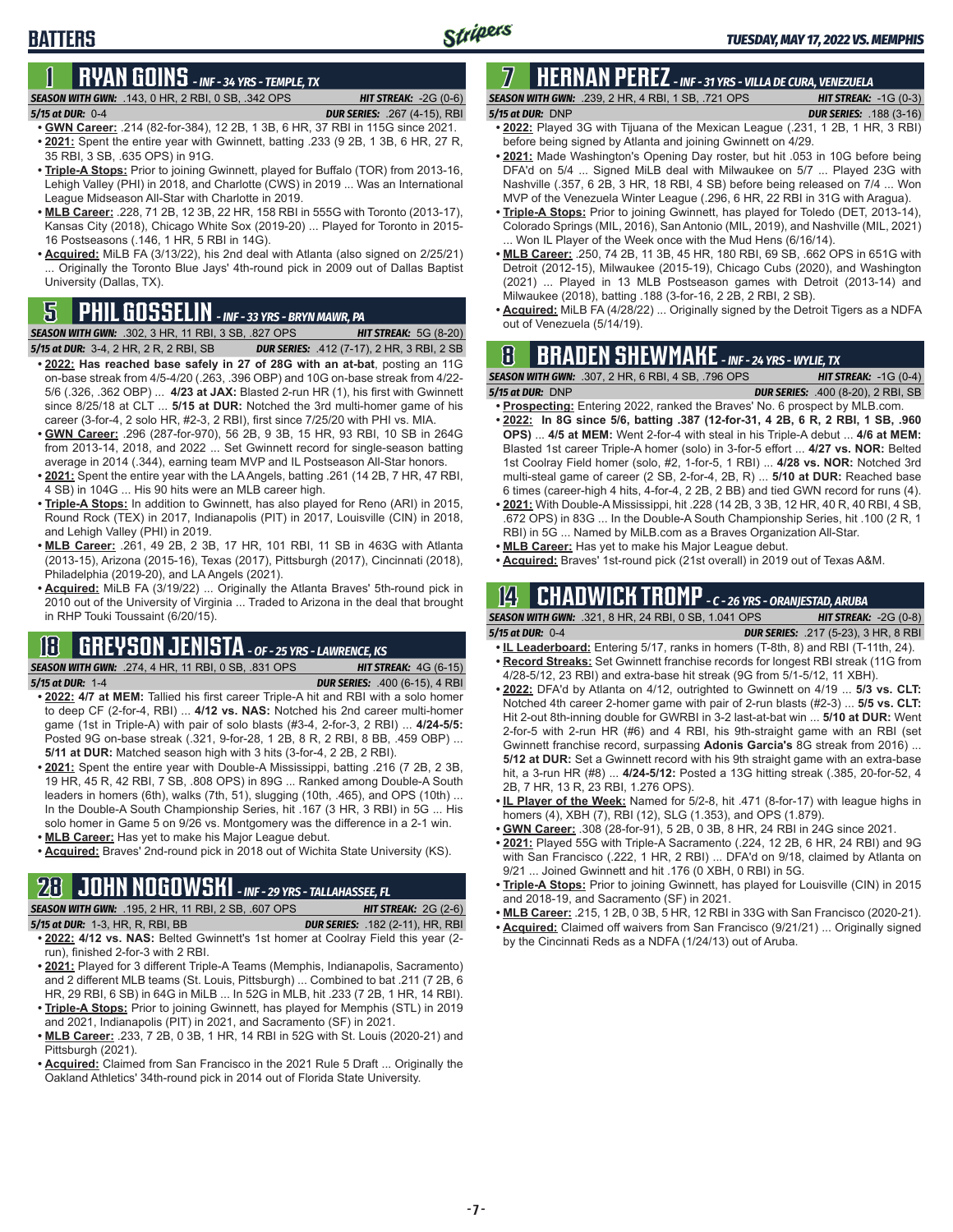# BATTERS

TUESDAY, MAY 17, 2022 VS. MEMPHIS

## 1 RYAN GOINS - INF - 34 YRS - TEMPLE, TX

**SEASON WITH GWN:** .143, 0 HR, 2 RBI, 0 SB, .342 OPS **HIT STREAK:** -2G (0-6)
**5/15 at DUR:** 0-4 **DUR SERIES:** .267 (4-15), RBI

- **GWN Career:** .214 (82-for-384), 12 2B, 1 3B, 6 HR, 37 RBI in 115G since 2021.
- **2021:** Spent the entire year with Gwinnett, batting .233 (9 2B, 1 3B, 6 HR, 27 R, 35 RBI, 3 SB, .635 OPS) in 91G.
- **Triple-A Stops:** Prior to joining Gwinnett, played for Buffalo (TOR) from 2013-16, Lehigh Valley (PHI) in 2018, and Charlotte (CWS) in 2019 ... Was an International League Midseason All-Star with Charlotte in 2019.
- **MLB Career:** .228, 71 2B, 12 3B, 22 HR, 158 RBI in 555G with Toronto (2013-17), Kansas City (2018), Chicago White Sox (2019-20) ... Played for Toronto in 2015-16 Postseasons (.146, 1 HR, 5 RBI in 14G).
- **Acquired:** MiLB FA (3/13/22), his 2nd deal with Atlanta (also signed on 2/25/21) ... Originally the Toronto Blue Jays' 4th-round pick in 2009 out of Dallas Baptist University (Dallas, TX).

## 5 PHIL GOSSELIN - INF - 33 YRS - BRYN MAWR, PA

**SEASON WITH GWN:** .302, 3 HR, 11 RBI, 3 SB, .827 OPS **HIT STREAK:** 5G (8-20)
**5/15 at DUR:** 3-4, 2 HR, 2 R, 2 RBI, SB **DUR SERIES:** .412 (7-17), 2 HR, 3 RBI, 2 SB

- **2022: Has reached base safely in 27 of 28G with an at-bat**, posting an 11G on-base streak from 4/5-4/20 (.263, .396 OBP) and 10G on-base streak from 4/22-5/6 (.326, .362 OBP) ... **4/23 at JAX:** Blasted 2-run HR (1), his first with Gwinnett since 8/25/18 at CLT ... **5/15 at DUR:** Notched the 3rd multi-homer game of his career (3-for-4, 2 solo HR, #2-3, 2 RBI), first since 7/25/20 with PHI vs. MIA.
- **GWN Career:** .296 (287-for-970), 56 2B, 9 3B, 15 HR, 93 RBI, 10 SB in 264G from 2013-14, 2018, and 2022 ... Set Gwinnett record for single-season batting average in 2014 (.344), earning team MVP and IL Postseason All-Star honors.
- **2021:** Spent the entire year with the LA Angels, batting .261 (14 2B, 7 HR, 47 RBI, 4 SB) in 104G ... His 90 hits were an MLB career high.
- **Triple-A Stops:** In addition to Gwinnett, has also played for Reno (ARI) in 2015, Round Rock (TEX) in 2017, Indianapolis (PIT) in 2017, Louisville (CIN) in 2018, and Lehigh Valley (PHI) in 2019.
- **MLB Career:** .261, 49 2B, 2 3B, 17 HR, 101 RBI, 11 SB in 463G with Atlanta (2013-15), Arizona (2015-16), Texas (2017), Pittsburgh (2017), Cincinnati (2018), Philadelphia (2019-20), and LA Angels (2021).
- **Acquired:** MiLB FA (3/19/22) ... Originally the Atlanta Braves' 5th-round pick in 2010 out of the University of Virginia ... Traded to Arizona in the deal that brought in RHP Touki Toussaint (6/20/15).

## 18 GREYSON JENISTA - OF - 25 YRS - LAWRENCE, KS

**SEASON WITH GWN:** .274, 4 HR, 11 RBI, 0 SB, .831 OPS **HIT STREAK:** 4G (6-15)
**5/15 at DUR:** 1-4 **DUR SERIES:** .400 (6-15), 4 RBI

- **2022: 4/7 at MEM:** Tallied his first career Triple-A hit and RBI with a solo homer to deep CF (2-for-4, RBI) ... **4/12 vs. NAS:** Notched his 2nd career multi-homer game (1st in Triple-A) with pair of solo blasts (#3-4, 2-for-3, 2 RBI) ... **4/24-5/5:** Posted 9G on-base streak (.321, 9-for-28, 1 2B, 8 R, 2 RBI, 8 BB, .459 OBP) ... **5/11 at DUR:** Matched season high with 3 hits (3-for-4, 2 2B, 2 RBI).
- **2021:** Spent the entire year with Double-A Mississippi, batting .216 (7 2B, 2 3B, 19 HR, 45 R, 42 RBI, 7 SB, .808 OPS) in 89G ... Ranked among Double-A South leaders in homers (6th), walks (7th, 51), slugging (10th, .465), and OPS (10th) ... In the Double-A South Championship Series, hit .167 (3 HR, 3 RBI) in 5G ... His solo homer in Game 5 on 9/26 vs. Montgomery was the difference in a 2-1 win.
- **MLB Career:** Has yet to make his Major League debut.
- **Acquired:** Braves' 2nd-round pick in 2018 out of Wichita State University (KS).

## 28 JOHN NOGOWSKI - INF - 29 YRS - TALLAHASSEE, FL

**SEASON WITH GWN:** .195, 2 HR, 11 RBI, 2 SB, .607 OPS **HIT STREAK:** 2G (2-6)
**5/15 at DUR:** 1-3, HR, R, RBI, BB **DUR SERIES:** .182 (2-11), HR, RBI

- **2022: 4/12 vs. NAS:** Belted Gwinnett's 1st homer at Coolray Field this year (2-run), finished 2-for-3 with 2 RBI.
- **2021:** Played for 3 different Triple-A Teams (Memphis, Indianapolis, Sacramento) and 2 different MLB teams (St. Louis, Pittsburgh) ... Combined to bat .211 (7 2B, 6 HR, 29 RBI, 6 SB) in 64G in MiLB ... In 52G in MLB, hit .233 (7 2B, 1 HR, 14 RBI).
- **Triple-A Stops:** Prior to joining Gwinnett, has played for Memphis (STL) in 2019 and 2021, Indianapolis (PIT) in 2021, and Sacramento (SF) in 2021.
- **MLB Career:** .233, 7 2B, 0 3B, 1 HR, 14 RBI in 52G with St. Louis (2020-21) and Pittsburgh (2021).
- **Acquired:** Claimed from San Francisco in the 2021 Rule 5 Draft ... Originally the Oakland Athletics' 34th-round pick in 2014 out of Florida State University.

## 7 HERNAN PEREZ - INF - 31 YRS - VILLA DE CURA, VENEZUELA

**SEASON WITH GWN:** .239, 2 HR, 4 RBI, 1 SB, .721 OPS **HIT STREAK:** -1G (0-3)
**5/15 at DUR:** DNP **DUR SERIES:** .188 (3-16)

- **2022:** Played 3G with Tijuana of the Mexican League (.231, 1 2B, 1 HR, 3 RBI) before being signed by Atlanta and joining Gwinnett on 4/29.
- **2021:** Made Washington's Opening Day roster, but hit .053 in 10G before being DFA'd on 5/4 ... Signed MiLB deal with Milwaukee on 5/7 ... Played 23G with Nashville (.357, 6 2B, 3 HR, 18 RBI, 4 SB) before being released on 7/4 ... Won MVP of the Venezuela Winter League (.296, 6 HR, 22 RBI in 31G with Aragua).
- **Triple-A Stops:** Prior to joining Gwinnett, has played for Toledo (DET, 2013-14), Colorado Springs (MIL, 2016), San Antonio (MIL, 2019), and Nashville (MIL, 2021) ... Won IL Player of the Week once with the Mud Hens (6/16/14).
- **MLB Career:** .250, 74 2B, 11 3B, 45 HR, 180 RBI, 69 SB, .662 OPS in 651G with Detroit (2012-15), Milwaukee (2015-19), Chicago Cubs (2020), and Washington (2021) ... Played in 13 MLB Postseason games with Detroit (2013-14) and Milwaukee (2018), batting .188 (3-for-16, 2 2B, 2 RBI, 2 SB).
- **Acquired:** MiLB FA (4/28/22) ... Originally signed by the Detroit Tigers as a NDFA out of Venezuela (5/14/19).

## 8 BRADEN SHEWMAKE - INF - 24 YRS - WYLIE, TX

**SEASON WITH GWN:** .307, 2 HR, 6 RBI, 4 SB, .796 OPS **HIT STREAK:** -1G (0-4)
**5/15 at DUR:** DNP **DUR SERIES:** .400 (8-20), 2 RBI, SB

- **Prospecting:** Entering 2022, ranked the Braves' No. 6 prospect by MLB.com.
- **2022: In 8G since 5/6, batting .387 (12-for-31, 4 2B, 6 R, 2 RBI, 1 SB, .960 OPS)** ... **4/5 at MEM:** Went 2-for-4 with steal in his Triple-A debut ... **4/6 at MEM:** Blasted 1st career Triple-A homer (solo) in 3-for-5 effort ... **4/27 vs. NOR:** Belted 1st Coolray Field homer (solo, #2, 1-for-5, 1 RBI) ... **4/28 vs. NOR:** Notched 3rd multi-steal game of career (2 SB, 2-for-4, 2B, R) ... **5/10 at DUR:** Reached base 6 times (career-high 4 hits, 4-for-4, 2 2B, 2 BB) and tied GWN record for runs (4).
- **2021:** With Double-A Mississippi, hit .228 (14 2B, 3 3B, 12 HR, 40 R, 40 RBI, 4 SB, .672 OPS) in 83G ... In the Double-A South Championship Series, hit .100 (2 R, 1 RBI) in 5G ... Named by MiLB.com as a Braves Organization All-Star.
- **MLB Career:** Has yet to make his Major League debut.
- **Acquired:** Braves' 1st-round pick (21st overall) in 2019 out of Texas A&M.

## 14 CHADWICK TROMP - C - 26 YRS - ORANJESTAD, ARUBA

**SEASON WITH GWN:** .321, 8 HR, 24 RBI, 0 SB, 1.041 OPS **HIT STREAK:** -2G (0-8)
**5/15 at DUR:** 0-4 **DUR SERIES:** .217 (5-23), 3 HR, 8 RBI

- **IL Leaderboard:** Entering 5/17, ranks in homers (T-8th, 8) and RBI (T-11th, 24).
- **Record Streaks:** Set Gwinnett franchise records for longest RBI streak (11G from 4/28-5/12, 23 RBI) and extra-base hit streak (9G from 5/1-5/12, 11 XBH).
- **2022:** DFA'd by Atlanta on 4/12, outrighted to Gwinnett on 4/19 ... **5/3 vs. CLT:** Notched 4th career 2-homer game with pair of 2-run blasts (#2-3) ... **5/5 vs. CLT:** Hit 2-out 8th-inning double for GWRBI in 3-2 last-at-bat win ... **5/10 at DUR:** Went 2-for-5 with 2-run HR (#6) and 4 RBI, his 9th-straight game with an RBI (set Gwinnett franchise record, surpassing **Adonis Garcia's** 8G streak from 2016) ... **5/12 at DUR:** Set a Gwinnett record with his 9th straight game with an extra-base hit, a 3-run HR (#8) ... **4/24-5/12:** Posted a 13G hitting streak (.385, 20-for-52, 4 2B, 7 HR, 13 R, 23 RBI, 1.276 OPS).
- **IL Player of the Week:** Named for 5/2-8, hit .471 (8-for-17) with league highs in homers (4), XBH (7), RBI (12), SLG (1.353), and OPS (1.879).
- **GWN Career:** .308 (28-for-91), 5 2B, 0 3B, 8 HR, 24 RBI in 24G since 2021.
- **2021:** Played 55G with Triple-A Sacramento (.224, 12 2B, 6 HR, 24 RBI) and 9G with San Francisco (.222, 1 HR, 2 RBI) ... DFA'd on 9/18, claimed by Atlanta on 9/21 ... Joined Gwinnett and hit .176 (0 XBH, 0 RBI) in 5G.
- **Triple-A Stops:** Prior to joining Gwinnett, has played for Louisville (CIN) in 2015 and 2018-19, and Sacramento (SF) in 2021.
- **MLB Career:** .215, 1 2B, 0 3B, 5 HR, 12 RBI in 33G with San Francisco (2020-21).
- **Acquired:** Claimed off waivers from San Francisco (9/21/21) ... Originally signed by the Cincinnati Reds as a NDFA (1/24/13) out of Aruba.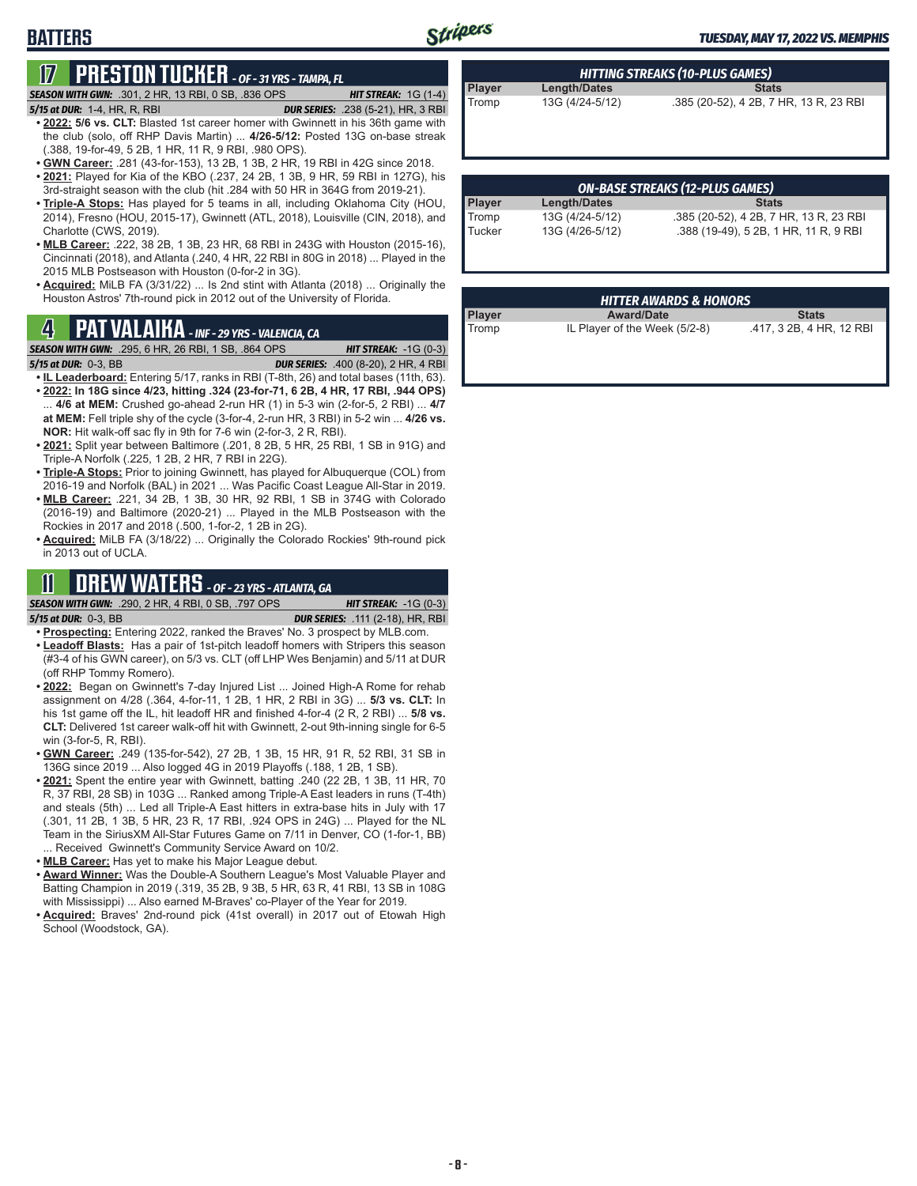# BATTERS

## 17 PRESTON TUCKER - OF - 31 YRS - TAMPA, FL

**SEASON WITH GWN:** .301, 2 HR, 13 RBI, 0 SB, .836 OPS — **HIT STREAK:** 1G (1-4)
**5/15 at DUR:** 1-4, HR, R, RBI — **DUR SERIES:** .238 (5-21), HR, 3 RBI

- **2022: 5/6 vs. CLT:** Blasted 1st career homer with Gwinnett in his 36th game with the club (solo, off RHP Davis Martin) ... **4/26-5/12:** Posted 13G on-base streak (.388, 19-for-49, 5 2B, 1 HR, 11 R, 9 RBI, .980 OPS).
- **GWN Career:** .281 (43-for-153), 13 2B, 1 3B, 2 HR, 19 RBI in 42G since 2018.
- **2021:** Played for Kia of the KBO (.237, 24 2B, 1 3B, 9 HR, 59 RBI in 127G), his 3rd-straight season with the club (hit .284 with 50 HR in 364G from 2019-21).
- **Triple-A Stops:** Has played for 5 teams in all, including Oklahoma City (HOU, 2014), Fresno (HOU, 2015-17), Gwinnett (ATL, 2018), Louisville (CIN, 2018), and Charlotte (CWS, 2019).
- **MLB Career:** .222, 38 2B, 1 3B, 23 HR, 68 RBI in 243G with Houston (2015-16), Cincinnati (2018), and Atlanta (.240, 4 HR, 22 RBI in 80G in 2018) ... Played in the 2015 MLB Postseason with Houston (0-for-2 in 3G).
- **Acquired:** MiLB FA (3/31/22) ... Is 2nd stint with Atlanta (2018) ... Originally the Houston Astros' 7th-round pick in 2012 out of the University of Florida.

## 4 PAT VALAIKA - INF - 29 YRS - VALENCIA, CA

**SEASON WITH GWN:** .295, 6 HR, 26 RBI, 1 SB, .864 OPS — **HIT STREAK:** -1G (0-3)
**5/15 at DUR:** 0-3, BB — **DUR SERIES:** .400 (8-20), 2 HR, 4 RBI

- **IL Leaderboard:** Entering 5/17, ranks in RBI (T-8th, 26) and total bases (11th, 63).
- **2022: In 18G since 4/23, hitting .324 (23-for-71, 6 2B, 4 HR, 17 RBI, .944 OPS)** ... **4/6 at MEM:** Crushed go-ahead 2-run HR (1) in 5-3 win (2-for-5, 2 RBI) ... **4/7 at MEM:** Fell triple shy of the cycle (3-for-4, 2-run HR, 3 RBI) in 5-2 win ... **4/26 vs. NOR:** Hit walk-off sac fly in 9th for 7-6 win (2-for-3, 2 R, RBI).
- **2021:** Split year between Baltimore (.201, 8 2B, 5 HR, 25 RBI, 1 SB in 91G) and Triple-A Norfolk (.225, 1 2B, 2 HR, 7 RBI in 22G).
- **Triple-A Stops:** Prior to joining Gwinnett, has played for Albuquerque (COL) from 2016-19 and Norfolk (BAL) in 2021 ... Was Pacific Coast League All-Star in 2019.
- **MLB Career:** .221, 34 2B, 1 3B, 30 HR, 92 RBI, 1 SB in 374G with Colorado (2016-19) and Baltimore (2020-21) ... Played in the MLB Postseason with the Rockies in 2017 and 2018 (.500, 1-for-2, 1 2B in 2G).
- **Acquired:** MiLB FA (3/18/22) ... Originally the Colorado Rockies' 9th-round pick in 2013 out of UCLA.

## 11 DREW WATERS - OF - 23 YRS - ATLANTA, GA

**SEASON WITH GWN:** .290, 2 HR, 4 RBI, 0 SB, .797 OPS — **HIT STREAK:** -1G (0-3)
**5/15 at DUR:** 0-3, BB — **DUR SERIES:** .111 (2-18), HR, RBI

- **Prospecting:** Entering 2022, ranked the Braves' No. 3 prospect by MLB.com.
- **Leadoff Blasts:** Has a pair of 1st-pitch leadoff homers with Stripers this season (#3-4 of his GWN career), on 5/3 vs. CLT (off LHP Wes Benjamin) and 5/11 at DUR (off RHP Tommy Romero).
- **2022:** Began on Gwinnett's 7-day Injured List ... Joined High-A Rome for rehab assignment on 4/28 (.364, 4-for-11, 1 2B, 1 HR, 2 RBI in 3G) ... **5/3 vs. CLT:** In his 1st game off the IL, hit leadoff HR and finished 4-for-4 (2 R, 2 RBI) ... **5/8 vs. CLT:** Delivered 1st career walk-off hit with Gwinnett, 2-out 9th-inning single for 6-5 win (3-for-5, R, RBI).
- **GWN Career:** .249 (135-for-542), 27 2B, 1 3B, 15 HR, 91 R, 52 RBI, 31 SB in 136G since 2019 ... Also logged 4G in 2019 Playoffs (.188, 1 2B, 1 SB).
- **2021:** Spent the entire year with Gwinnett, batting .240 (22 2B, 1 3B, 11 HR, 70 R, 37 RBI, 28 SB) in 103G ... Ranked among Triple-A East leaders in runs (T-4th) and steals (5th) ... Led all Triple-A East hitters in extra-base hits in July with 17 (.301, 11 2B, 1 3B, 5 HR, 23 R, 17 RBI, .924 OPS in 24G) ... Played for the NL Team in the SiriusXM All-Star Futures Game on 7/11 in Denver, CO (1-for-1, BB) ... Received Gwinnett's Community Service Award on 10/2.
- **MLB Career:** Has yet to make his Major League debut.
- **Award Winner:** Was the Double-A Southern League's Most Valuable Player and Batting Champion in 2019 (.319, 35 2B, 9 3B, 5 HR, 63 R, 41 RBI, 13 SB in 108G with Mississippi) ... Also earned M-Braves' co-Player of the Year for 2019.
- **Acquired:** Braves' 2nd-round pick (41st overall) in 2017 out of Etowah High School (Woodstock, GA).

### HITTING STREAKS (10-PLUS GAMES)

| Player | Length/Dates | Stats |
|---|---|---|
| Tromp | 13G (4/24-5/12) | .385 (20-52), 4 2B, 7 HR, 13 R, 23 RBI |

### ON-BASE STREAKS (12-PLUS GAMES)

| Player | Length/Dates | Stats |
|---|---|---|
| Tromp | 13G (4/24-5/12) | .385 (20-52), 4 2B, 7 HR, 13 R, 23 RBI |
| Tucker | 13G (4/26-5/12) | .388 (19-49), 5 2B, 1 HR, 11 R, 9 RBI |

### HITTER AWARDS & HONORS

| Player | Award/Date | Stats |
|---|---|---|
| Tromp | IL Player of the Week (5/2-8) | .417, 3 2B, 4 HR, 12 RBI |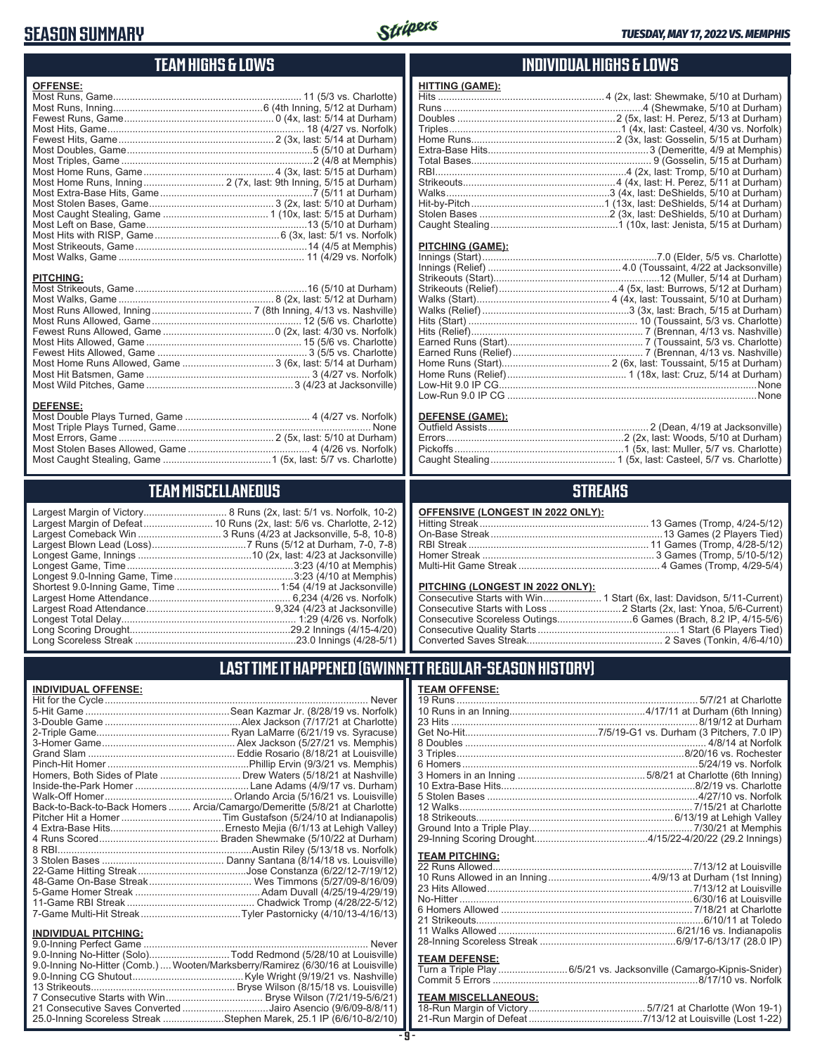# SEASON SUMMARY

*TUESDAY, MAY 17, 2022 VS. MEMPHIS*

## TEAM HIGHS & LOWS

**OFFENSE:**

| | |
|---|---|
| Most Runs, Game | 11 (5/3 vs. Charlotte) |
| Most Runs, Inning | 6 (4th Inning, 5/12 at Durham) |
| Fewest Runs, Game | 0 (4x, last: 5/14 at Durham) |
| Most Hits, Game | 18 (4/27 vs. Norfolk) |
| Fewest Hits, Game | 2 (3x, last: 5/14 at Durham) |
| Most Doubles, Game | 5 (5/10 at Durham) |
| Most Triples, Game | 2 (4/8 at Memphis) |
| Most Home Runs, Game | 4 (3x, last: 5/15 at Durham) |
| Most Home Runs, Inning | 2 (7x, last: 9th Inning, 5/15 at Durham) |
| Most Extra-Base Hits, Game | 7 (5/11 at Durham) |
| Most Stolen Bases, Game | 3 (2x, last: 5/10 at Durham) |
| Most Caught Stealing, Game | 1 (10x, last: 5/15 at Durham) |
| Most Left on Base, Game | 13 (5/10 at Durham) |
| Most Hits with RISP, Game | 6 (3x, last: 5/1 vs. Norfolk) |
| Most Strikeouts, Game | 14 (4/5 at Memphis) |
| Most Walks, Game | 11 (4/29 vs. Norfolk) |

**PITCHING:**

| | |
|---|---|
| Most Strikeouts, Game | 16 (5/10 at Durham) |
| Most Walks, Game | 8 (2x, last: 5/12 at Durham) |
| Most Runs Allowed, Inning | 7 (8th Inning, 4/13 vs. Nashville) |
| Most Runs Allowed, Game | 12 (5/6 vs. Charlotte) |
| Fewest Runs Allowed, Game | 0 (2x, last: 4/30 vs. Norfolk) |
| Most Hits Allowed, Game | 15 (5/6 vs. Charlotte) |
| Fewest Hits Allowed, Game | 3 (5/5 vs. Charlotte) |
| Most Home Runs Allowed, Game | 3 (6x, last: 5/14 at Durham) |
| Most Hit Batsmen, Game | 3 (4/27 vs. Norfolk) |
| Most Wild Pitches, Game | 3 (4/23 at Jacksonville) |

**DEFENSE:**

| | |
|---|---|
| Most Double Plays Turned, Game | 4 (4/27 vs. Norfolk) |
| Most Triple Plays Turned, Game | None |
| Most Errors, Game | 2 (5x, last: 5/10 at Durham) |
| Most Stolen Bases Allowed, Game | 4 (4/26 vs. Norfolk) |
| Most Caught Stealing, Game | 1 (5x, last: 5/7 vs. Charlotte) |

## INDIVIDUAL HIGHS & LOWS

**HITTING (GAME):**

| | |
|---|---|
| Hits | 4 (2x, last: Shewmake, 5/10 at Durham) |
| Runs | 4 (Shewmake, 5/10 at Durham) |
| Doubles | 2 (5x, last: H. Perez, 5/13 at Durham) |
| Triples | 1 (4x, last: Casteel, 4/30 vs. Norfolk) |
| Home Runs | 2 (3x, last: Gosselin, 5/15 at Durham) |
| Extra-Base Hits | 3 (Demeritte, 4/9 at Memphis) |
| Total Bases | 9 (Gosselin, 5/15 at Durham) |
| RBI | 4 (2x, last: Tromp, 5/10 at Durham) |
| Strikeouts | 4 (4x, last: H. Perez, 5/11 at Durham) |
| Walks | 3 (4x, last: DeShields, 5/10 at Durham) |
| Hit-by-Pitch | 1 (13x, last: DeShields, 5/14 at Durham) |
| Stolen Bases | 2 (3x, last: DeShields, 5/10 at Durham) |
| Caught Stealing | 1 (10x, last: Jenista, 5/15 at Durham) |

**PITCHING (GAME):**

| | |
|---|---|
| Innings (Start) | 7.0 (Elder, 5/5 vs. Charlotte) |
| Innings (Relief) | 4.0 (Toussaint, 4/22 at Jacksonville) |
| Strikeouts (Start) | 12 (Muller, 5/14 at Durham) |
| Strikeouts (Relief) | 4 (5x, last: Burrows, 5/12 at Durham) |
| Walks (Start) | 4 (4x, last: Toussaint, 5/10 at Durham) |
| Walks (Relief) | 3 (3x, last: Brach, 5/15 at Durham) |
| Hits (Start) | 10 (Toussaint, 5/3 vs. Charlotte) |
| Hits (Relief) | 7 (Brennan, 4/13 vs. Nashville) |
| Earned Runs (Start) | 7 (Toussaint, 5/3 vs. Charlotte) |
| Earned Runs (Relief) | 7 (Brennan, 4/13 vs. Nashville) |
| Home Runs (Start) | 2 (6x, last: Toussaint, 5/15 at Durham) |
| Home Runs (Relief) | 1 (18x, last: Cruz, 5/14 at Durham) |
| Low-Hit 9.0 IP CG | None |
| Low-Run 9.0 IP CG | None |

**DEFENSE (GAME):**

| | |
|---|---|
| Outfield Assists | 2 (Dean, 4/19 at Jacksonville) |
| Errors | 2 (2x, last: Woods, 5/10 at Durham) |
| Pickoffs | 1 (5x, last: Muller, 5/7 vs. Charlotte) |
| Caught Stealing | 1 (5x, last: Casteel, 5/7 vs. Charlotte) |

## TEAM MISCELLANEOUS

| | |
|---|---|
| Largest Margin of Victory | 8 Runs (2x, last: 5/1 vs. Norfolk, 10-2) |
| Largest Margin of Defeat | 10 Runs (2x, last: 5/6 vs. Charlotte, 2-12) |
| Largest Comeback Win | 3 Runs (4/23 at Jacksonville, 5-8, 10-8) |
| Largest Blown Lead (Loss) | 7 Runs (5/12 at Durham, 7-0, 7-8) |
| Longest Game, Innings | 10 (2x, last: 4/23 at Jacksonville) |
| Longest Game, Time | 3:23 (4/10 at Memphis) |
| Longest 9.0-Inning Game, Time | 3:23 (4/10 at Memphis) |
| Shortest 9.0-Inning Game, Time | 1:54 (4/19 at Jacksonville) |
| Largest Home Attendance | 6,234 (4/26 vs. Norfolk) |
| Largest Road Attendance | 9,324 (4/23 at Jacksonville) |
| Longest Total Delay | 1:29 (4/26 vs. Norfolk) |
| Long Scoring Drought | 29.2 Innings (4/15-4/20) |
| Long Scoreless Streak | 23.0 Innings (4/28-5/1) |

## STREAKS

**OFFENSIVE (LONGEST IN 2022 ONLY):**

| | |
|---|---|
| Hitting Streak | 13 Games (Tromp, 4/24-5/12) |
| On-Base Streak | 13 Games (2 Players Tied) |
| RBI Streak | 11 Games (Tromp, 4/28-5/12) |
| Homer Streak | 3 Games (Tromp, 5/10-5/12) |
| Multi-Hit Game Streak | 4 Games (Tromp, 4/29-5/4) |

**PITCHING (LONGEST IN 2022 ONLY):**

| | |
|---|---|
| Consecutive Starts with Win | 1 Start (6x, last: Davidson, 5/11-Current) |
| Consecutive Starts with Loss | 2 Starts (2x, last: Ynoa, 5/6-Current) |
| Consecutive Scoreless Outings | 6 Games (Brach, 8.2 IP, 4/15-5/6) |
| Consecutive Quality Starts | 1 Start (6 Players Tied) |
| Converted Saves Streak | 2 Saves (Tonkin, 4/6-4/10) |

## LAST TIME IT HAPPENED (GWINNETT REGULAR-SEASON HISTORY)

**INDIVIDUAL OFFENSE:**

| | |
|---|---|
| Hit for the Cycle | Never |
| 5-Hit Game | Sean Kazmar Jr. (8/28/19 vs. Norfolk) |
| 3-Double Game | Alex Jackson (7/17/21 at Charlotte) |
| 2-Triple Game | Ryan LaMarre (6/21/19 vs. Syracuse) |
| 3-Homer Game | Alex Jackson (5/27/21 vs. Memphis) |
| Grand Slam | Eddie Rosario (8/18/21 at Louisville) |
| Pinch-Hit Homer | Phillip Ervin (9/3/21 vs. Memphis) |
| Homers, Both Sides of Plate | Drew Waters (5/18/21 at Nashville) |
| Inside-the-Park Homer | Lane Adams (4/9/17 vs. Durham) |
| Walk-Off Homer | Orlando Arcia (5/16/21 vs. Louisville) |
| Back-to-Back-to-Back Homers | Arcia/Camargo/Demeritte (5/8/21 at Charlotte) |
| Pitcher Hit a Homer | Tim Gustafson (5/24/10 at Indianapolis) |
| 4 Extra-Base Hits | Ernesto Mejia (6/1/13 at Lehigh Valley) |
| 4 Runs Scored | Braden Shewmake (5/10/22 at Durham) |
| 8 RBI | Austin Riley (5/13/18 vs. Norfolk) |
| 3 Stolen Bases | Danny Santana (8/14/18 vs. Louisville) |
| 22-Game Hitting Streak | Jose Constanza (6/22/12-7/19/12) |
| 48-Game On-Base Streak | Wes Timmons (5/27/09-8/16/09) |
| 5-Game Homer Streak | Adam Duvall (4/25/19-4/29/19) |
| 11-Game RBI Streak | Chadwick Tromp (4/28/22-5/12) |
| 7-Game Multi-Hit Streak | Tyler Pastornicky (4/10/13-4/16/13) |

**INDIVIDUAL PITCHING:**

| | |
|---|---|
| 9.0-Inning Perfect Game | Never |
| 9.0-Inning No-Hitter (Solo) | Todd Redmond (5/28/10 at Louisville) |
| 9.0-Inning No-Hitter (Comb.) | Wooten/Marksberry/Ramirez (6/30/16 at Louisville) |
| 9.0-Inning CG Shutout | Kyle Wright (9/19/21 vs. Nashville) |
| 13 Strikeouts | Bryse Wilson (8/15/18 vs. Louisville) |
| 7 Consecutive Starts with Win | Bryse Wilson (7/21/19-5/6/21) |
| 21 Consecutive Saves Converted | Jairo Asencio (9/6/09-8/8/11) |
| 25.0-Inning Scoreless Streak | Stephen Marek, 25.1 IP (6/6/10-8/2/10) |

**TEAM OFFENSE:**

| | |
|---|---|
| 19 Runs | 5/7/21 at Charlotte |
| 10 Runs in an Inning | 4/17/11 at Durham (6th Inning) |
| 23 Hits | 8/19/12 at Durham |
| Get No-Hit | 7/5/19-G1 vs. Durham (3 Pitchers, 7.0 IP) |
| 8 Doubles | 4/8/14 at Norfolk |
| 3 Triples | 8/20/16 vs. Rochester |
| 6 Homers | 5/24/19 vs. Norfolk |
| 3 Homers in an Inning | 5/8/21 at Charlotte (6th Inning) |
| 10 Extra-Base Hits | 8/2/19 vs. Charlotte |
| 5 Stolen Bases | 4/27/10 vs. Norfolk |
| 12 Walks | 7/15/21 at Charlotte |
| 18 Strikeouts | 6/13/19 at Lehigh Valley |
| Ground Into a Triple Play | 7/30/21 at Memphis |
| 29-Inning Scoring Drought | 4/15/22-4/20/22 (29.2 Innings) |

**TEAM PITCHING:**

| | |
|---|---|
| 22 Runs Allowed | 7/13/12 at Louisville |
| 10 Runs Allowed in an Inning | 4/9/13 at Durham (1st Inning) |
| 23 Hits Allowed | 7/13/12 at Louisville |
| No-Hitter | 6/30/16 at Louisville |
| 6 Homers Allowed | 7/18/21 at Charlotte |
| 21 Strikeouts | 6/10/11 at Toledo |
| 11 Walks Allowed | 6/21/16 vs. Indianapolis |
| 28-Inning Scoreless Streak | 6/9/17-6/13/17 (28.0 IP) |

**TEAM DEFENSE:**

| | |
|---|---|
| Turn a Triple Play | 6/5/21 vs. Jacksonville (Camargo-Kipnis-Snider) |
| Commit 5 Errors | 8/17/10 vs. Norfolk |

**TEAM MISCELLANEOUS:**

| | |
|---|---|
| 18-Run Margin of Victory | 5/7/21 at Charlotte (Won 19-1) |
| 21-Run Margin of Defeat | 7/13/12 at Louisville (Lost 1-22) |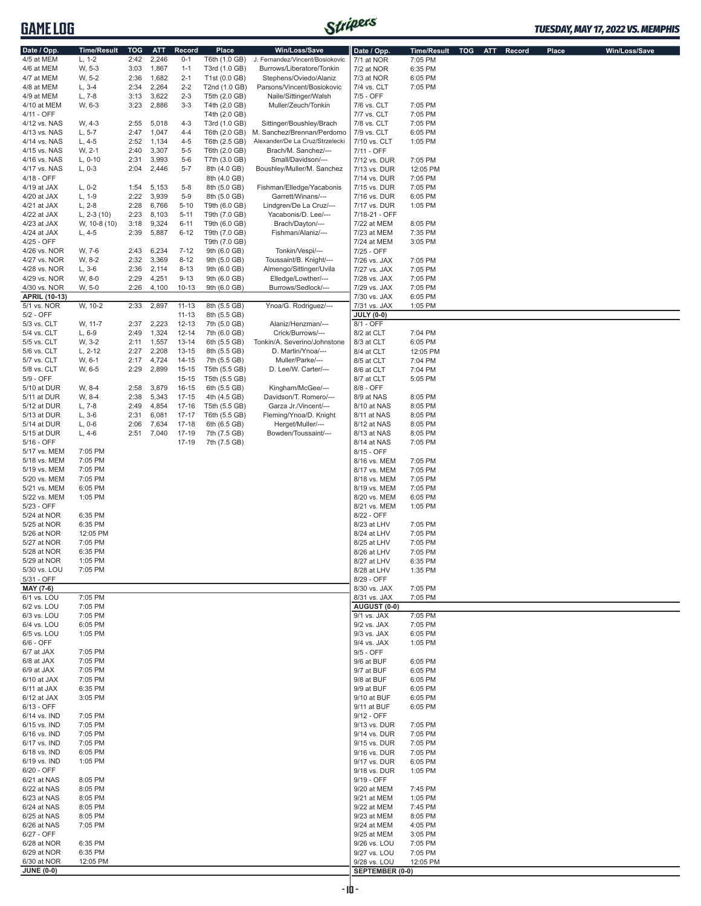# GAME LOG

*TUESDAY, MAY 17, 2022 VS. MEMPHIS*

| Date / Opp. | Time/Result | TOG | ATT | Record | Place | Win/Loss/Save |
|---|---|---|---|---|---|---|
| 4/5 at MEM | L, 1-2 | 2:42 | 2,246 | 0-1 | T6th (1.0 GB) | J. Fernandez/Vincent/Bosiokovic |
| 4/6 at MEM | W, 5-3 | 3:03 | 1,867 | 1-1 | T3rd (1.0 GB) | Burrows/Liberatore/Tonkin |
| 4/7 at MEM | W, 5-2 | 2:36 | 1,682 | 2-1 | T1st (0.0 GB) | Stephens/Oviedo/Alaniz |
| 4/8 at MEM | L, 3-4 | 2:34 | 2,264 | 2-2 | T2nd (1.0 GB) | Parsons/Vincent/Bosiokovic |
| 4/9 at MEM | L, 7-8 | 3:13 | 3,622 | 2-3 | T5th (2.0 GB) | Naile/Sittinger/Walsh |
| 4/10 at MEM | W, 6-3 | 3:23 | 2,886 | 3-3 | T4th (2.0 GB) | Muller/Zeuch/Tonkin |
| 4/11 - OFF | | | | | T4th (2.0 GB) | |
| 4/12 vs. NAS | W, 4-3 | 2:55 | 5,018 | 4-3 | T3rd (1.0 GB) | Sittinger/Boushley/Brach |
| 4/13 vs. NAS | L, 5-7 | 2:47 | 1,047 | 4-4 | T6th (2.0 GB) | M. Sanchez/Brennan/Perdomo |
| 4/14 vs. NAS | L, 4-5 | 2:52 | 1,134 | 4-5 | T6th (2.5 GB) | Alexander/De La Cruz/Strzelecki |
| 4/15 vs. NAS | W, 2-1 | 2:40 | 3,307 | 5-5 | T6th (2.0 GB) | Brach/M. Sanchez/--- |
| 4/16 vs. NAS | L, 0-10 | 2:31 | 3,993 | 5-6 | T7th (3.0 GB) | Small/Davidson/--- |
| 4/17 vs. NAS | L, 0-3 | 2:04 | 2,446 | 5-7 | 8th (4.0 GB) | Boushley/Muller/M. Sanchez |
| 4/18 - OFF | | | | | 8th (4.0 GB) | |
| 4/19 at JAX | L, 0-2 | 1:54 | 5,153 | 5-8 | 8th (5.0 GB) | Fishman/Elledge/Yacabonis |
| 4/20 at JAX | L, 1-9 | 2:22 | 3,939 | 5-9 | 8th (5.0 GB) | Garrett/Winans/--- |
| 4/21 at JAX | L, 2-8 | 2:28 | 6,766 | 5-10 | T9th (6.0 GB) | Lindgren/De La Cruz/--- |
| 4/22 at JAX | L, 2-3 (10) | 2:23 | 8,103 | 5-11 | T9th (7.0 GB) | Yacabonis/D. Lee/--- |
| 4/23 at JAX | W, 10-8 (10) | 3:18 | 9,324 | 6-11 | T9th (6.0 GB) | Brach/Dayton/--- |
| 4/24 at JAX | L, 4-5 | 2:39 | 5,887 | 6-12 | T9th (7.0 GB) | Fishman/Alaniz/--- |
| 4/25 - OFF | | | | | T9th (7.0 GB) | |
| 4/26 vs. NOR | W, 7-6 | 2:43 | 6,234 | 7-12 | 9th (6.0 GB) | Tonkin/Vespi/--- |
| 4/27 vs. NOR | W, 8-2 | 2:32 | 3,369 | 8-12 | 9th (5.0 GB) | Toussaint/B. Knight/--- |
| 4/28 vs. NOR | L, 3-6 | 2:36 | 2,114 | 8-13 | 9th (6.0 GB) | Almengo/Sittinger/Uvila |
| 4/29 vs. NOR | W, 8-0 | 2:29 | 4,251 | 9-13 | 9th (6.0 GB) | Elledge/Lowther/--- |
| 4/30 vs. NOR | W, 5-0 | 2:26 | 4,100 | 10-13 | 9th (6.0 GB) | Burrows/Sedlock/--- |
| **APRIL (10-13)** | | | | | | |
| 5/1 vs. NOR | W, 10-2 | 2:33 | 2,897 | 11-13 | 8th (5.5 GB) | Ynoa/G. Rodriguez/--- |
| 5/2 - OFF | | | | 11-13 | 8th (5.5 GB) | |
| 5/3 vs. CLT | W, 11-7 | 2:37 | 2,223 | 12-13 | 7th (5.0 GB) | Alaniz/Henzman/--- |
| 5/4 vs. CLT | L, 6-9 | 2:49 | 1,324 | 12-14 | 7th (6.0 GB) | Crick/Burrows/--- |
| 5/5 vs. CLT | W, 3-2 | 2:11 | 1,557 | 13-14 | 6th (5.5 GB) | Tonkin/A. Severino/Johnstone |
| 5/6 vs. CLT | L, 2-12 | 2:27 | 2,208 | 13-15 | 8th (5.5 GB) | D. Martin/Ynoa/--- |
| 5/7 vs. CLT | W, 6-1 | 2:17 | 4,724 | 14-15 | 7th (5.5 GB) | Muller/Parke/--- |
| 5/8 vs. CLT | W, 6-5 | 2:29 | 2,899 | 15-15 | T5th (5.5 GB) | D. Lee/W. Carter/--- |
| 5/9 - OFF | | | | 15-15 | T5th (5.5 GB) | |
| 5/10 at DUR | W, 8-4 | 2:58 | 3,879 | 16-15 | 6th (5.5 GB) | Kingham/McGee/--- |
| 5/11 at DUR | W, 8-4 | 2:38 | 5,343 | 17-15 | 4th (4.5 GB) | Davidson/T. Romero/--- |
| 5/12 at DUR | L, 7-8 | 2:49 | 4,854 | 17-16 | T5th (5.5 GB) | Garza Jr./Vincent/--- |
| 5/13 at DUR | L, 3-6 | 2:31 | 6,081 | 17-17 | T6th (5.5 GB) | Fleming/Ynoa/D. Knight |
| 5/14 at DUR | L, 0-6 | 2:06 | 7,634 | 17-18 | 6th (6.5 GB) | Herget/Muller/--- |
| 5/15 at DUR | L, 4-6 | 2:51 | 7,040 | 17-19 | 7th (7.5 GB) | Bowden/Toussaint/--- |
| 5/16 - OFF | | | | 17-19 | 7th (7.5 GB) | |
| 5/17 vs. MEM | 7:05 PM | | | | | |
| 5/18 vs. MEM | 7:05 PM | | | | | |
| 5/19 vs. MEM | 7:05 PM | | | | | |
| 5/20 vs. MEM | 7:05 PM | | | | | |
| 5/21 vs. MEM | 6:05 PM | | | | | |
| 5/22 vs. MEM | 1:05 PM | | | | | |
| 5/23 - OFF | | | | | | |
| 5/24 at NOR | 6:35 PM | | | | | |
| 5/25 at NOR | 6:35 PM | | | | | |
| 5/26 at NOR | 12:05 PM | | | | | |
| 5/27 at NOR | 7:05 PM | | | | | |
| 5/28 at NOR | 6:35 PM | | | | | |
| 5/29 at NOR | 1:05 PM | | | | | |
| 5/30 vs. LOU | 7:05 PM | | | | | |
| 5/31 - OFF | | | | | | |
| **MAY (7-6)** | | | | | | |
| 6/1 vs. LOU | 7:05 PM | | | | | |
| 6/2 vs. LOU | 7:05 PM | | | | | |
| 6/3 vs. LOU | 7:05 PM | | | | | |
| 6/4 vs. LOU | 6:05 PM | | | | | |
| 6/5 vs. LOU | 1:05 PM | | | | | |
| 6/6 - OFF | | | | | | |
| 6/7 at JAX | 7:05 PM | | | | | |
| 6/8 at JAX | 7:05 PM | | | | | |
| 6/9 at JAX | 7:05 PM | | | | | |
| 6/10 at JAX | 7:05 PM | | | | | |
| 6/11 at JAX | 6:35 PM | | | | | |
| 6/12 at JAX | 3:05 PM | | | | | |
| 6/13 - OFF | | | | | | |
| 6/14 vs. IND | 7:05 PM | | | | | |
| 6/15 vs. IND | 7:05 PM | | | | | |
| 6/16 vs. IND | 7:05 PM | | | | | |
| 6/17 vs. IND | 7:05 PM | | | | | |
| 6/18 vs. IND | 6:05 PM | | | | | |
| 6/19 vs. IND | 1:05 PM | | | | | |
| 6/20 - OFF | | | | | | |
| 6/21 at NAS | 8:05 PM | | | | | |
| 6/22 at NAS | 8:05 PM | | | | | |
| 6/23 at NAS | 8:05 PM | | | | | |
| 6/24 at NAS | 8:05 PM | | | | | |
| 6/25 at NAS | 8:05 PM | | | | | |
| 6/26 at NAS | 7:05 PM | | | | | |
| 6/27 - OFF | | | | | | |
| 6/28 at NOR | 6:35 PM | | | | | |
| 6/29 at NOR | 6:35 PM | | | | | |
| 6/30 at NOR | 12:05 PM | | | | | |
| **JUNE (0-0)** | | | | | | |

| Date / Opp. | Time/Result | TOG | ATT | Record | Place | Win/Loss/Save |
|---|---|---|---|---|---|---|
| 7/1 at NOR | 7:05 PM | | | | | |
| 7/2 at NOR | 6:35 PM | | | | | |
| 7/3 at NOR | 6:05 PM | | | | | |
| 7/4 vs. CLT | 7:05 PM | | | | | |
| 7/5 - OFF | | | | | | |
| 7/6 vs. CLT | 7:05 PM | | | | | |
| 7/7 vs. CLT | 7:05 PM | | | | | |
| 7/8 vs. CLT | 7:05 PM | | | | | |
| 7/9 vs. CLT | 6:05 PM | | | | | |
| 7/10 vs. CLT | 1:05 PM | | | | | |
| 7/11 - OFF | | | | | | |
| 7/12 vs. DUR | 7:05 PM | | | | | |
| 7/13 vs. DUR | 12:05 PM | | | | | |
| 7/14 vs. DUR | 7:05 PM | | | | | |
| 7/15 vs. DUR | 7:05 PM | | | | | |
| 7/16 vs. DUR | 6:05 PM | | | | | |
| 7/17 vs. DUR | 1:05 PM | | | | | |
| 7/18-21 - OFF | | | | | | |
| 7/22 at MEM | 8:05 PM | | | | | |
| 7/23 at MEM | 7:35 PM | | | | | |
| 7/24 at MEM | 3:05 PM | | | | | |
| 7/25 - OFF | | | | | | |
| 7/26 vs. JAX | 7:05 PM | | | | | |
| 7/27 vs. JAX | 7:05 PM | | | | | |
| 7/28 vs. JAX | 7:05 PM | | | | | |
| 7/29 vs. JAX | 7:05 PM | | | | | |
| 7/30 vs. JAX | 6:05 PM | | | | | |
| 7/31 vs. JAX | 1:05 PM | | | | | |
| **JULY (0-0)** | | | | | | |
| 8/1 - OFF | | | | | | |
| 8/2 at CLT | 7:04 PM | | | | | |
| 8/3 at CLT | 6:05 PM | | | | | |
| 8/4 at CLT | 12:05 PM | | | | | |
| 8/5 at CLT | 7:04 PM | | | | | |
| 8/6 at CLT | 7:04 PM | | | | | |
| 8/7 at CLT | 5:05 PM | | | | | |
| 8/8 - OFF | | | | | | |
| 8/9 at NAS | 8:05 PM | | | | | |
| 8/10 at NAS | 8:05 PM | | | | | |
| 8/11 at NAS | 8:05 PM | | | | | |
| 8/12 at NAS | 8:05 PM | | | | | |
| 8/13 at NAS | 8:05 PM | | | | | |
| 8/14 at NAS | 7:05 PM | | | | | |
| 8/15 - OFF | | | | | | |
| 8/16 vs. MEM | 7:05 PM | | | | | |
| 8/17 vs. MEM | 7:05 PM | | | | | |
| 8/18 vs. MEM | 7:05 PM | | | | | |
| 8/19 vs. MEM | 7:05 PM | | | | | |
| 8/20 vs. MEM | 6:05 PM | | | | | |
| 8/21 vs. MEM | 1:05 PM | | | | | |
| 8/22 - OFF | | | | | | |
| 8/23 at LHV | 7:05 PM | | | | | |
| 8/24 at LHV | 7:05 PM | | | | | |
| 8/25 at LHV | 7:05 PM | | | | | |
| 8/26 at LHV | 7:05 PM | | | | | |
| 8/27 at LHV | 6:35 PM | | | | | |
| 8/28 at LHV | 1:35 PM | | | | | |
| 8/29 - OFF | | | | | | |
| 8/30 vs. JAX | 7:05 PM | | | | | |
| 8/31 vs. JAX | 7:05 PM | | | | | |
| **AUGUST (0-0)** | | | | | | |
| 9/1 vs. JAX | 7:05 PM | | | | | |
| 9/2 vs. JAX | 7:05 PM | | | | | |
| 9/3 vs. JAX | 6:05 PM | | | | | |
| 9/4 vs. JAX | 1:05 PM | | | | | |
| 9/5 - OFF | | | | | | |
| 9/6 at BUF | 6:05 PM | | | | | |
| 9/7 at BUF | 6:05 PM | | | | | |
| 9/8 at BUF | 6:05 PM | | | | | |
| 9/9 at BUF | 6:05 PM | | | | | |
| 9/10 at BUF | 6:05 PM | | | | | |
| 9/11 at BUF | 6:05 PM | | | | | |
| 9/12 - OFF | | | | | | |
| 9/13 vs. DUR | 7:05 PM | | | | | |
| 9/14 vs. DUR | 7:05 PM | | | | | |
| 9/15 vs. DUR | 7:05 PM | | | | | |
| 9/16 vs. DUR | 7:05 PM | | | | | |
| 9/17 vs. DUR | 6:05 PM | | | | | |
| 9/18 vs. DUR | 1:05 PM | | | | | |
| 9/19 - OFF | | | | | | |
| 9/20 at MEM | 7:45 PM | | | | | |
| 9/21 at MEM | 1:05 PM | | | | | |
| 9/22 at MEM | 7:45 PM | | | | | |
| 9/23 at MEM | 8:05 PM | | | | | |
| 9/24 at MEM | 4:05 PM | | | | | |
| 9/25 at MEM | 3:05 PM | | | | | |
| 9/26 vs. LOU | 7:05 PM | | | | | |
| 9/27 vs. LOU | 7:05 PM | | | | | |
| 9/28 vs. LOU | 12:05 PM | | | | | |
| **SEPTEMBER (0-0)** | | | | | | |